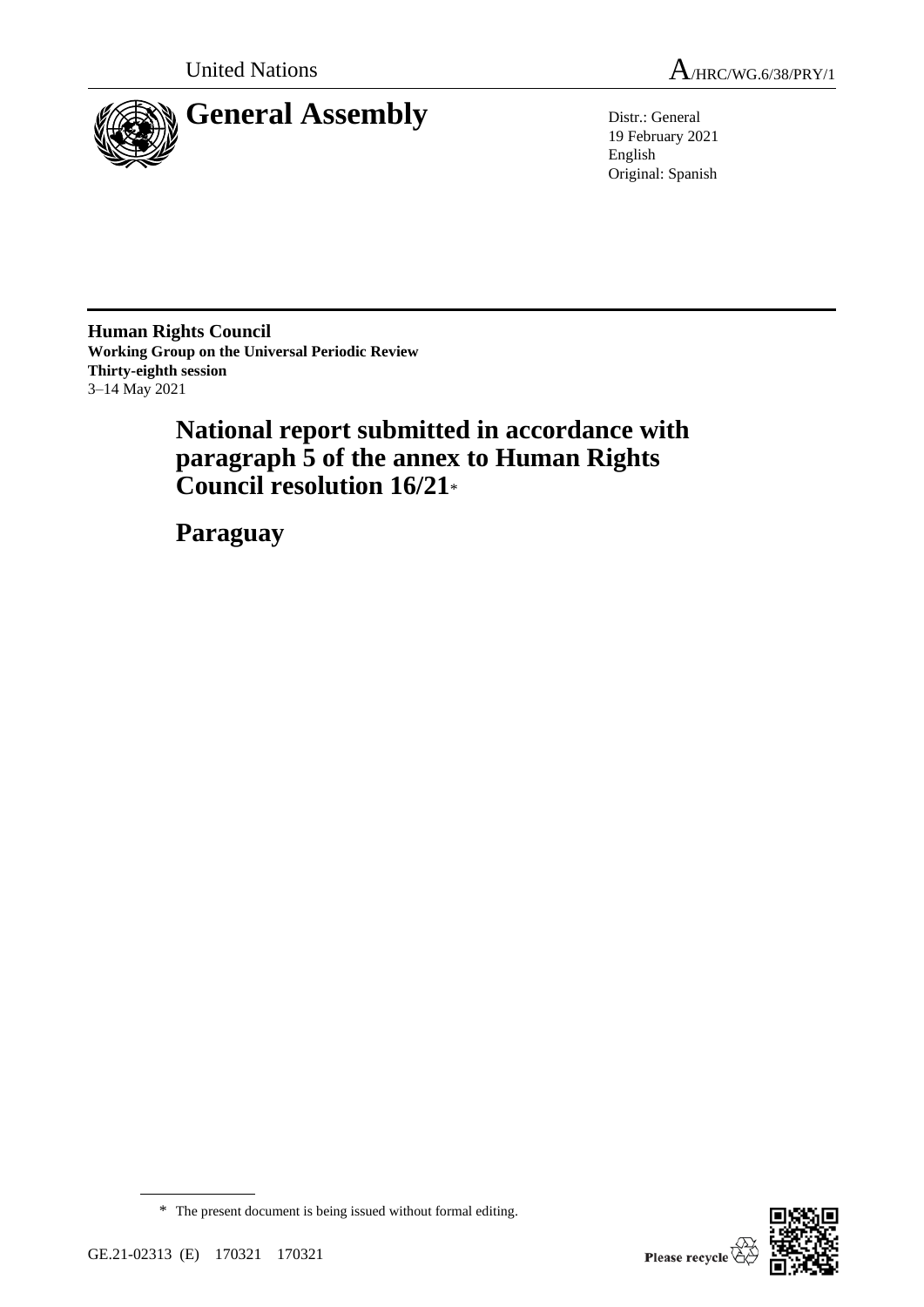United Nations

A/HRC/WG.6/38/PRY/1

# General Assembly

Distr.: General
19 February 2021
English
Original: Spanish

**Human Rights Council**
**Working Group on the Universal Periodic Review**
**Thirty-eighth session**
3–14 May 2021

# National report submitted in accordance with paragraph 5 of the annex to Human Rights Council resolution 16/21*

# Paraguay

\* The present document is being issued without formal editing.

GE.21-02313 (E) 170321 170321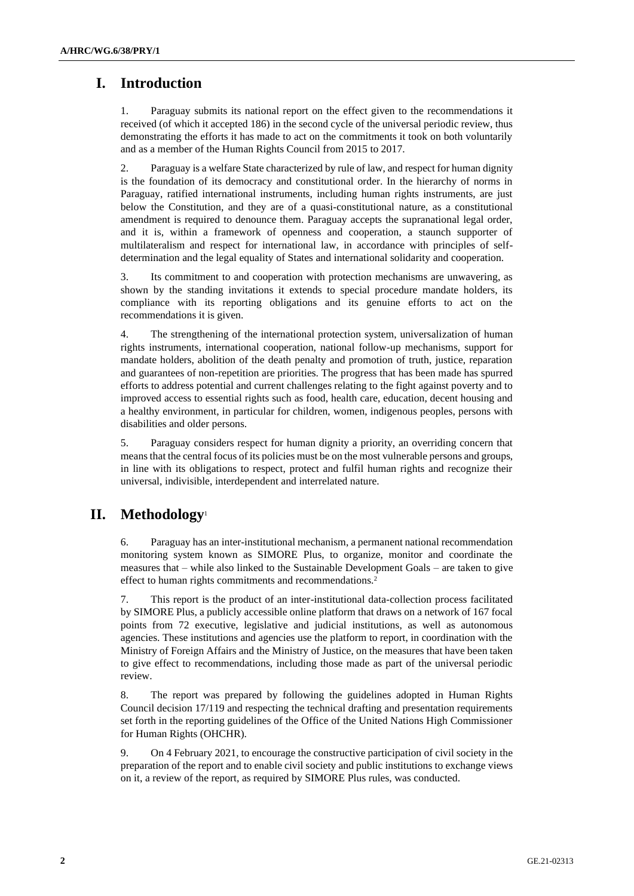# I. Introduction

1. Paraguay submits its national report on the effect given to the recommendations it received (of which it accepted 186) in the second cycle of the universal periodic review, thus demonstrating the efforts it has made to act on the commitments it took on both voluntarily and as a member of the Human Rights Council from 2015 to 2017.

2. Paraguay is a welfare State characterized by rule of law, and respect for human dignity is the foundation of its democracy and constitutional order. In the hierarchy of norms in Paraguay, ratified international instruments, including human rights instruments, are just below the Constitution, and they are of a quasi-constitutional nature, as a constitutional amendment is required to denounce them. Paraguay accepts the supranational legal order, and it is, within a framework of openness and cooperation, a staunch supporter of multilateralism and respect for international law, in accordance with principles of self-determination and the legal equality of States and international solidarity and cooperation.

3. Its commitment to and cooperation with protection mechanisms are unwavering, as shown by the standing invitations it extends to special procedure mandate holders, its compliance with its reporting obligations and its genuine efforts to act on the recommendations it is given.

4. The strengthening of the international protection system, universalization of human rights instruments, international cooperation, national follow-up mechanisms, support for mandate holders, abolition of the death penalty and promotion of truth, justice, reparation and guarantees of non-repetition are priorities. The progress that has been made has spurred efforts to address potential and current challenges relating to the fight against poverty and to improved access to essential rights such as food, health care, education, decent housing and a healthy environment, in particular for children, women, indigenous peoples, persons with disabilities and older persons.

5. Paraguay considers respect for human dignity a priority, an overriding concern that means that the central focus of its policies must be on the most vulnerable persons and groups, in line with its obligations to respect, protect and fulfil human rights and recognize their universal, indivisible, interdependent and interrelated nature.

# II. Methodology[1]

6. Paraguay has an inter-institutional mechanism, a permanent national recommendation monitoring system known as SIMORE Plus, to organize, monitor and coordinate the measures that – while also linked to the Sustainable Development Goals – are taken to give effect to human rights commitments and recommendations.[2]

7. This report is the product of an inter-institutional data-collection process facilitated by SIMORE Plus, a publicly accessible online platform that draws on a network of 167 focal points from 72 executive, legislative and judicial institutions, as well as autonomous agencies. These institutions and agencies use the platform to report, in coordination with the Ministry of Foreign Affairs and the Ministry of Justice, on the measures that have been taken to give effect to recommendations, including those made as part of the universal periodic review.

8. The report was prepared by following the guidelines adopted in Human Rights Council decision 17/119 and respecting the technical drafting and presentation requirements set forth in the reporting guidelines of the Office of the United Nations High Commissioner for Human Rights (OHCHR).

9. On 4 February 2021, to encourage the constructive participation of civil society in the preparation of the report and to enable civil society and public institutions to exchange views on it, a review of the report, as required by SIMORE Plus rules, was conducted.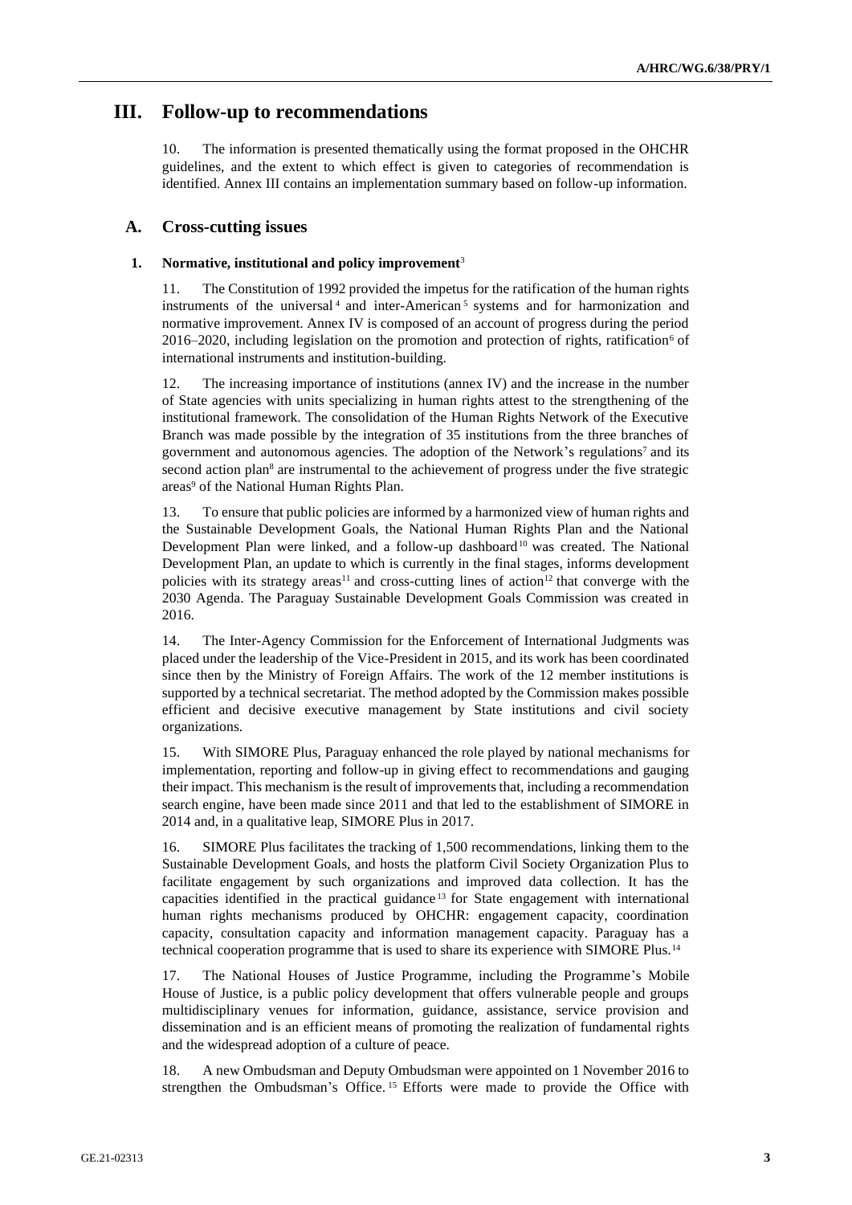# III. Follow-up to recommendations

10. The information is presented thematically using the format proposed in the OHCHR guidelines, and the extent to which effect is given to categories of recommendation is identified. Annex III contains an implementation summary based on follow-up information.

## A. Cross-cutting issues

### 1. Normative, institutional and policy improvement[3]

11. The Constitution of 1992 provided the impetus for the ratification of the human rights instruments of the universal[4] and inter-American[5] systems and for harmonization and normative improvement. Annex IV is composed of an account of progress during the period 2016–2020, including legislation on the promotion and protection of rights, ratification[6] of international instruments and institution-building.

12. The increasing importance of institutions (annex IV) and the increase in the number of State agencies with units specializing in human rights attest to the strengthening of the institutional framework. The consolidation of the Human Rights Network of the Executive Branch was made possible by the integration of 35 institutions from the three branches of government and autonomous agencies. The adoption of the Network's regulations[7] and its second action plan[8] are instrumental to the achievement of progress under the five strategic areas[9] of the National Human Rights Plan.

13. To ensure that public policies are informed by a harmonized view of human rights and the Sustainable Development Goals, the National Human Rights Plan and the National Development Plan were linked, and a follow-up dashboard[10] was created. The National Development Plan, an update to which is currently in the final stages, informs development policies with its strategy areas[11] and cross-cutting lines of action[12] that converge with the 2030 Agenda. The Paraguay Sustainable Development Goals Commission was created in 2016.

14. The Inter-Agency Commission for the Enforcement of International Judgments was placed under the leadership of the Vice-President in 2015, and its work has been coordinated since then by the Ministry of Foreign Affairs. The work of the 12 member institutions is supported by a technical secretariat. The method adopted by the Commission makes possible efficient and decisive executive management by State institutions and civil society organizations.

15. With SIMORE Plus, Paraguay enhanced the role played by national mechanisms for implementation, reporting and follow-up in giving effect to recommendations and gauging their impact. This mechanism is the result of improvements that, including a recommendation search engine, have been made since 2011 and that led to the establishment of SIMORE in 2014 and, in a qualitative leap, SIMORE Plus in 2017.

16. SIMORE Plus facilitates the tracking of 1,500 recommendations, linking them to the Sustainable Development Goals, and hosts the platform Civil Society Organization Plus to facilitate engagement by such organizations and improved data collection. It has the capacities identified in the practical guidance[13] for State engagement with international human rights mechanisms produced by OHCHR: engagement capacity, coordination capacity, consultation capacity and information management capacity. Paraguay has a technical cooperation programme that is used to share its experience with SIMORE Plus.[14]

17. The National Houses of Justice Programme, including the Programme's Mobile House of Justice, is a public policy development that offers vulnerable people and groups multidisciplinary venues for information, guidance, assistance, service provision and dissemination and is an efficient means of promoting the realization of fundamental rights and the widespread adoption of a culture of peace.

18. A new Ombudsman and Deputy Ombudsman were appointed on 1 November 2016 to strengthen the Ombudsman's Office.[15] Efforts were made to provide the Office with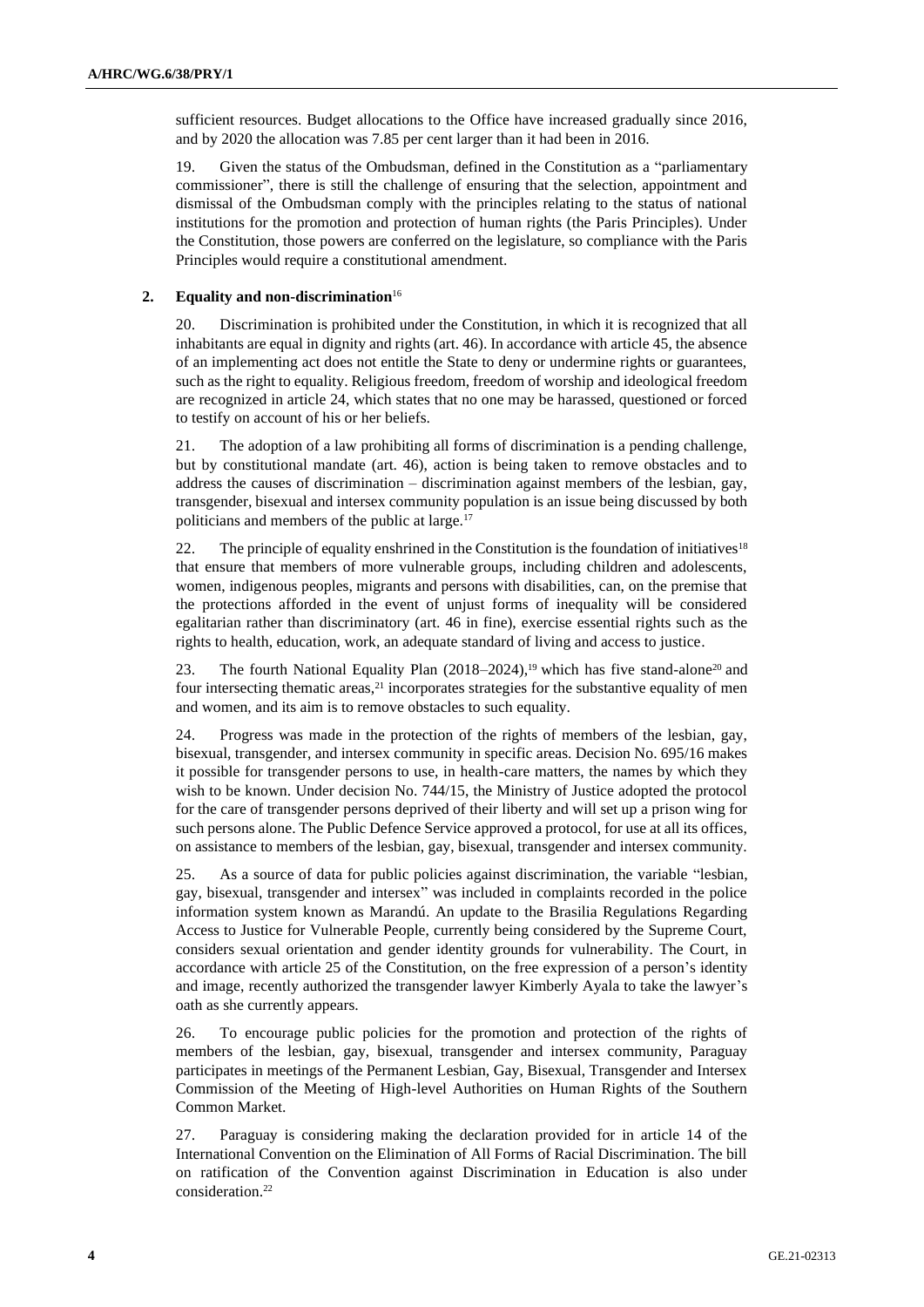sufficient resources. Budget allocations to the Office have increased gradually since 2016, and by 2020 the allocation was 7.85 per cent larger than it had been in 2016.

19. Given the status of the Ombudsman, defined in the Constitution as a "parliamentary commissioner", there is still the challenge of ensuring that the selection, appointment and dismissal of the Ombudsman comply with the principles relating to the status of national institutions for the promotion and protection of human rights (the Paris Principles). Under the Constitution, those powers are conferred on the legislature, so compliance with the Paris Principles would require a constitutional amendment.

### 2. Equality and non-discrimination[16]

20. Discrimination is prohibited under the Constitution, in which it is recognized that all inhabitants are equal in dignity and rights (art. 46). In accordance with article 45, the absence of an implementing act does not entitle the State to deny or undermine rights or guarantees, such as the right to equality. Religious freedom, freedom of worship and ideological freedom are recognized in article 24, which states that no one may be harassed, questioned or forced to testify on account of his or her beliefs.

21. The adoption of a law prohibiting all forms of discrimination is a pending challenge, but by constitutional mandate (art. 46), action is being taken to remove obstacles and to address the causes of discrimination – discrimination against members of the lesbian, gay, transgender, bisexual and intersex community population is an issue being discussed by both politicians and members of the public at large.[17]

22. The principle of equality enshrined in the Constitution is the foundation of initiatives[18] that ensure that members of more vulnerable groups, including children and adolescents, women, indigenous peoples, migrants and persons with disabilities, can, on the premise that the protections afforded in the event of unjust forms of inequality will be considered egalitarian rather than discriminatory (art. 46 in fine), exercise essential rights such as the rights to health, education, work, an adequate standard of living and access to justice.

23. The fourth National Equality Plan (2018–2024),[19] which has five stand-alone[20] and four intersecting thematic areas,[21] incorporates strategies for the substantive equality of men and women, and its aim is to remove obstacles to such equality.

24. Progress was made in the protection of the rights of members of the lesbian, gay, bisexual, transgender, and intersex community in specific areas. Decision No. 695/16 makes it possible for transgender persons to use, in health-care matters, the names by which they wish to be known. Under decision No. 744/15, the Ministry of Justice adopted the protocol for the care of transgender persons deprived of their liberty and will set up a prison wing for such persons alone. The Public Defence Service approved a protocol, for use at all its offices, on assistance to members of the lesbian, gay, bisexual, transgender and intersex community.

25. As a source of data for public policies against discrimination, the variable "lesbian, gay, bisexual, transgender and intersex" was included in complaints recorded in the police information system known as Marandú. An update to the Brasilia Regulations Regarding Access to Justice for Vulnerable People, currently being considered by the Supreme Court, considers sexual orientation and gender identity grounds for vulnerability. The Court, in accordance with article 25 of the Constitution, on the free expression of a person's identity and image, recently authorized the transgender lawyer Kimberly Ayala to take the lawyer's oath as she currently appears.

26. To encourage public policies for the promotion and protection of the rights of members of the lesbian, gay, bisexual, transgender and intersex community, Paraguay participates in meetings of the Permanent Lesbian, Gay, Bisexual, Transgender and Intersex Commission of the Meeting of High-level Authorities on Human Rights of the Southern Common Market.

27. Paraguay is considering making the declaration provided for in article 14 of the International Convention on the Elimination of All Forms of Racial Discrimination. The bill on ratification of the Convention against Discrimination in Education is also under consideration.[22]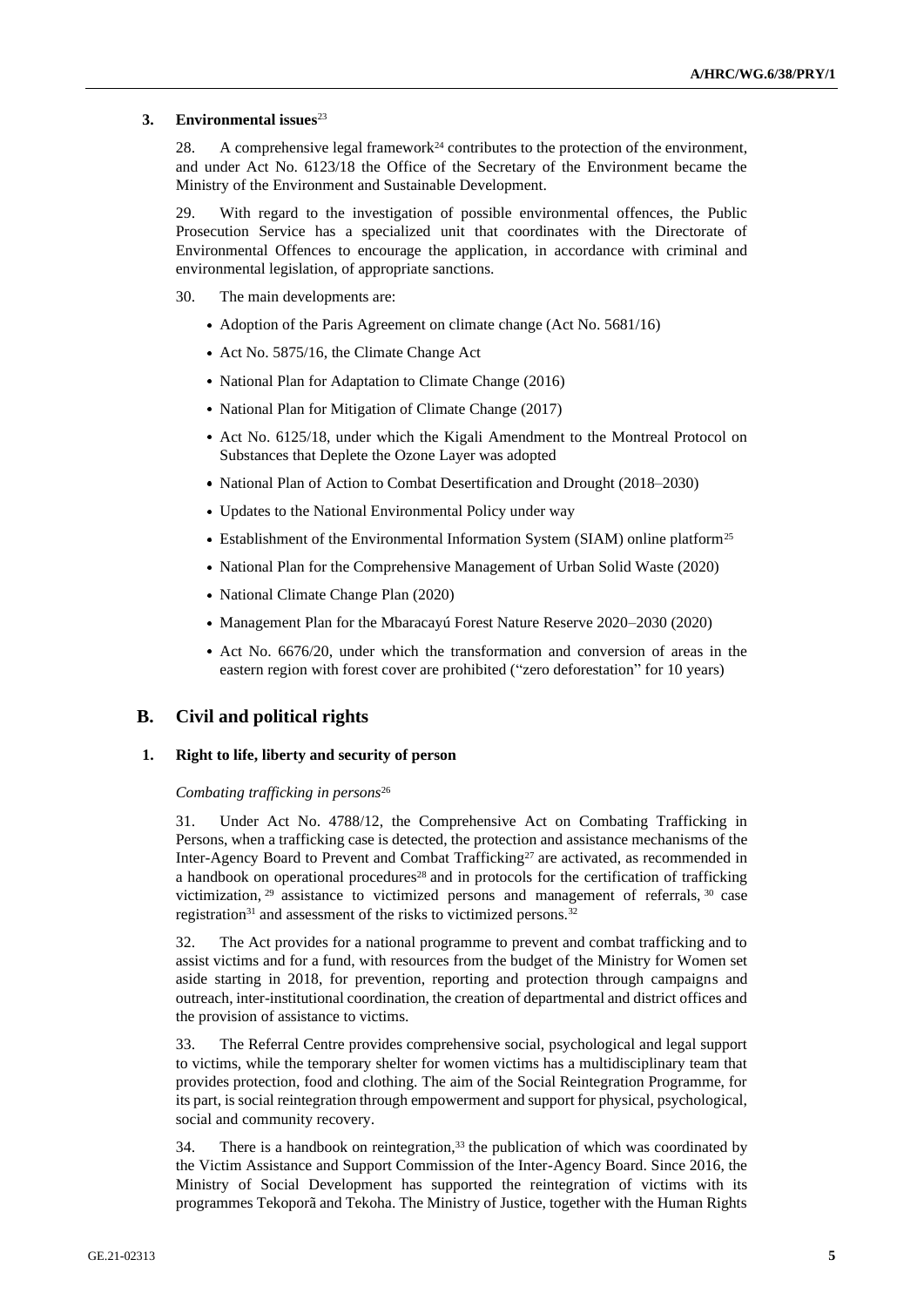### 3. Environmental issues[23]

28. A comprehensive legal framework[24] contributes to the protection of the environment, and under Act No. 6123/18 the Office of the Secretary of the Environment became the Ministry of the Environment and Sustainable Development.

29. With regard to the investigation of possible environmental offences, the Public Prosecution Service has a specialized unit that coordinates with the Directorate of Environmental Offences to encourage the application, in accordance with criminal and environmental legislation, of appropriate sanctions.

30. The main developments are:

- Adoption of the Paris Agreement on climate change (Act No. 5681/16)
- Act No. 5875/16, the Climate Change Act
- National Plan for Adaptation to Climate Change (2016)
- National Plan for Mitigation of Climate Change (2017)
- Act No. 6125/18, under which the Kigali Amendment to the Montreal Protocol on Substances that Deplete the Ozone Layer was adopted
- National Plan of Action to Combat Desertification and Drought (2018–2030)
- Updates to the National Environmental Policy under way
- Establishment of the Environmental Information System (SIAM) online platform[25]
- National Plan for the Comprehensive Management of Urban Solid Waste (2020)
- National Climate Change Plan (2020)
- Management Plan for the Mbaracayú Forest Nature Reserve 2020–2030 (2020)
- Act No. 6676/20, under which the transformation and conversion of areas in the eastern region with forest cover are prohibited ("zero deforestation" for 10 years)

## B. Civil and political rights

### 1. Right to life, liberty and security of person

*Combating trafficking in persons*[26]

31. Under Act No. 4788/12, the Comprehensive Act on Combating Trafficking in Persons, when a trafficking case is detected, the protection and assistance mechanisms of the Inter-Agency Board to Prevent and Combat Trafficking[27] are activated, as recommended in a handbook on operational procedures[28] and in protocols for the certification of trafficking victimization,[29] assistance to victimized persons and management of referrals,[30] case registration[31] and assessment of the risks to victimized persons.[32]

32. The Act provides for a national programme to prevent and combat trafficking and to assist victims and for a fund, with resources from the budget of the Ministry for Women set aside starting in 2018, for prevention, reporting and protection through campaigns and outreach, inter-institutional coordination, the creation of departmental and district offices and the provision of assistance to victims.

33. The Referral Centre provides comprehensive social, psychological and legal support to victims, while the temporary shelter for women victims has a multidisciplinary team that provides protection, food and clothing. The aim of the Social Reintegration Programme, for its part, is social reintegration through empowerment and support for physical, psychological, social and community recovery.

34. There is a handbook on reintegration,[33] the publication of which was coordinated by the Victim Assistance and Support Commission of the Inter-Agency Board. Since 2016, the Ministry of Social Development has supported the reintegration of victims with its programmes Tekoporã and Tekoha. The Ministry of Justice, together with the Human Rights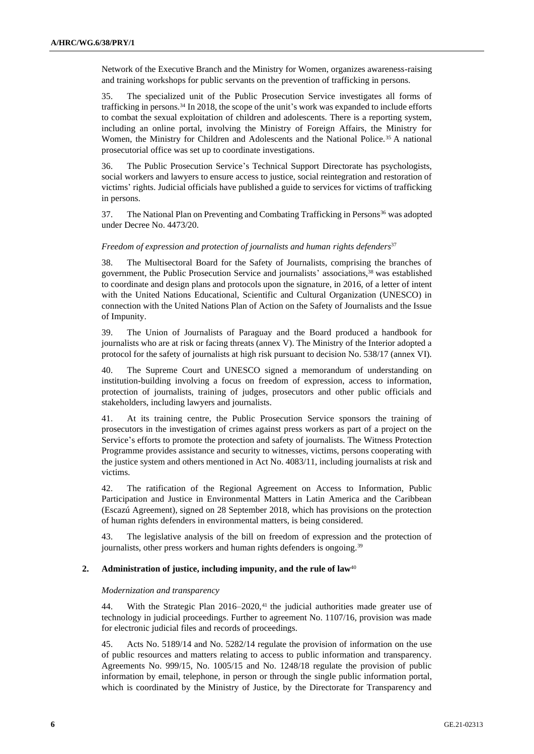Network of the Executive Branch and the Ministry for Women, organizes awareness-raising and training workshops for public servants on the prevention of trafficking in persons.

35. The specialized unit of the Public Prosecution Service investigates all forms of trafficking in persons.[34] In 2018, the scope of the unit's work was expanded to include efforts to combat the sexual exploitation of children and adolescents. There is a reporting system, including an online portal, involving the Ministry of Foreign Affairs, the Ministry for Women, the Ministry for Children and Adolescents and the National Police.[35] A national prosecutorial office was set up to coordinate investigations.

36. The Public Prosecution Service's Technical Support Directorate has psychologists, social workers and lawyers to ensure access to justice, social reintegration and restoration of victims' rights. Judicial officials have published a guide to services for victims of trafficking in persons.

37. The National Plan on Preventing and Combating Trafficking in Persons[36] was adopted under Decree No. 4473/20.

*Freedom of expression and protection of journalists and human rights defenders*[37]

38. The Multisectoral Board for the Safety of Journalists, comprising the branches of government, the Public Prosecution Service and journalists' associations,[38] was established to coordinate and design plans and protocols upon the signature, in 2016, of a letter of intent with the United Nations Educational, Scientific and Cultural Organization (UNESCO) in connection with the United Nations Plan of Action on the Safety of Journalists and the Issue of Impunity.

39. The Union of Journalists of Paraguay and the Board produced a handbook for journalists who are at risk or facing threats (annex V). The Ministry of the Interior adopted a protocol for the safety of journalists at high risk pursuant to decision No. 538/17 (annex VI).

40. The Supreme Court and UNESCO signed a memorandum of understanding on institution-building involving a focus on freedom of expression, access to information, protection of journalists, training of judges, prosecutors and other public officials and stakeholders, including lawyers and journalists.

41. At its training centre, the Public Prosecution Service sponsors the training of prosecutors in the investigation of crimes against press workers as part of a project on the Service's efforts to promote the protection and safety of journalists. The Witness Protection Programme provides assistance and security to witnesses, victims, persons cooperating with the justice system and others mentioned in Act No. 4083/11, including journalists at risk and victims.

42. The ratification of the Regional Agreement on Access to Information, Public Participation and Justice in Environmental Matters in Latin America and the Caribbean (Escazú Agreement), signed on 28 September 2018, which has provisions on the protection of human rights defenders in environmental matters, is being considered.

43. The legislative analysis of the bill on freedom of expression and the protection of journalists, other press workers and human rights defenders is ongoing.[39]

### 2. Administration of justice, including impunity, and the rule of law[40]

*Modernization and transparency*

44. With the Strategic Plan 2016–2020,[41] the judicial authorities made greater use of technology in judicial proceedings. Further to agreement No. 1107/16, provision was made for electronic judicial files and records of proceedings.

45. Acts No. 5189/14 and No. 5282/14 regulate the provision of information on the use of public resources and matters relating to access to public information and transparency. Agreements No. 999/15, No. 1005/15 and No. 1248/18 regulate the provision of public information by email, telephone, in person or through the single public information portal, which is coordinated by the Ministry of Justice, by the Directorate for Transparency and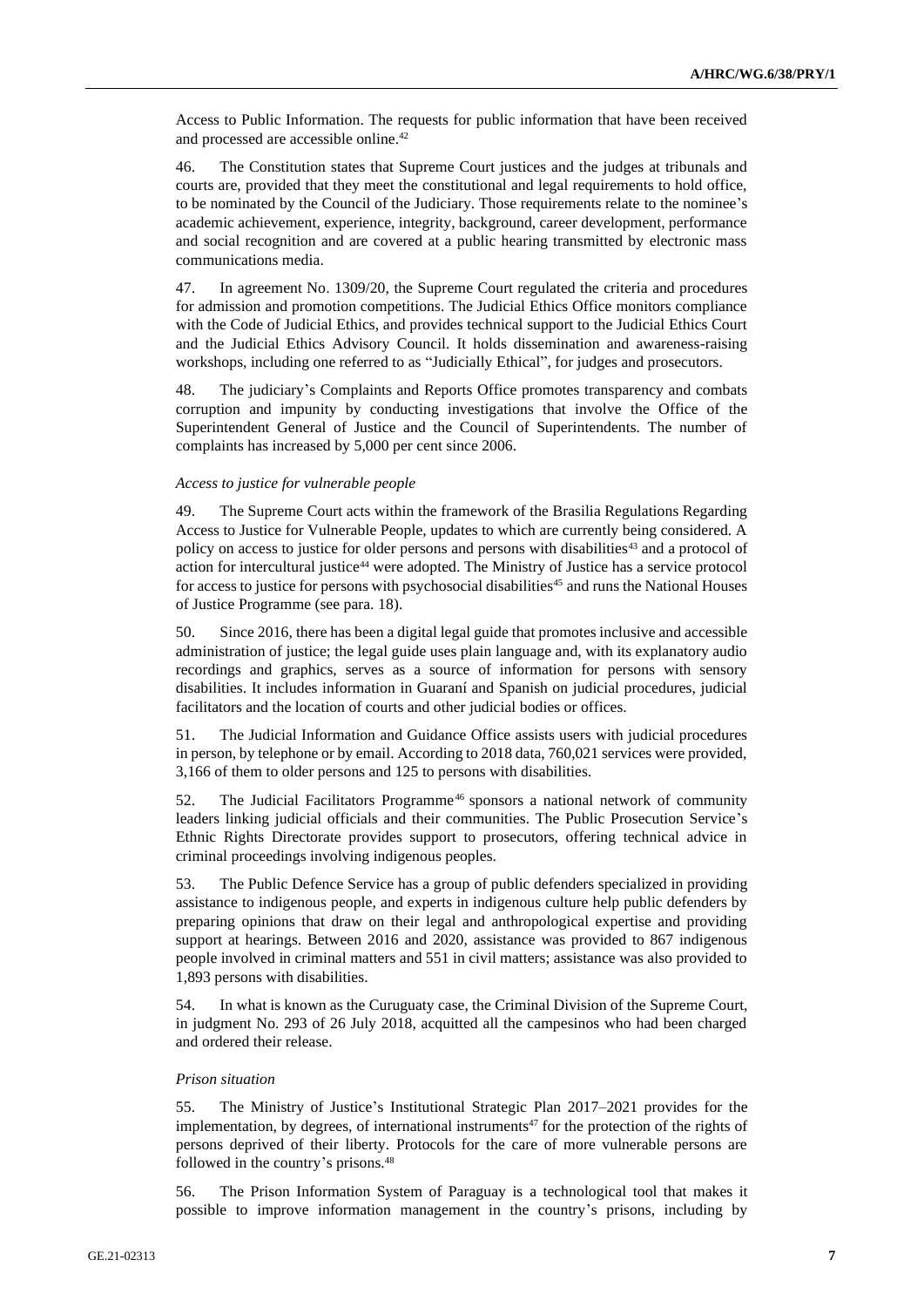Access to Public Information. The requests for public information that have been received and processed are accessible online.[42]

46. The Constitution states that Supreme Court justices and the judges at tribunals and courts are, provided that they meet the constitutional and legal requirements to hold office, to be nominated by the Council of the Judiciary. Those requirements relate to the nominee's academic achievement, experience, integrity, background, career development, performance and social recognition and are covered at a public hearing transmitted by electronic mass communications media.

47. In agreement No. 1309/20, the Supreme Court regulated the criteria and procedures for admission and promotion competitions. The Judicial Ethics Office monitors compliance with the Code of Judicial Ethics, and provides technical support to the Judicial Ethics Court and the Judicial Ethics Advisory Council. It holds dissemination and awareness-raising workshops, including one referred to as "Judicially Ethical", for judges and prosecutors.

48. The judiciary's Complaints and Reports Office promotes transparency and combats corruption and impunity by conducting investigations that involve the Office of the Superintendent General of Justice and the Council of Superintendents. The number of complaints has increased by 5,000 per cent since 2006.

*Access to justice for vulnerable people*

49. The Supreme Court acts within the framework of the Brasilia Regulations Regarding Access to Justice for Vulnerable People, updates to which are currently being considered. A policy on access to justice for older persons and persons with disabilities[43] and a protocol of action for intercultural justice[44] were adopted. The Ministry of Justice has a service protocol for access to justice for persons with psychosocial disabilities[45] and runs the National Houses of Justice Programme (see para. 18).

50. Since 2016, there has been a digital legal guide that promotes inclusive and accessible administration of justice; the legal guide uses plain language and, with its explanatory audio recordings and graphics, serves as a source of information for persons with sensory disabilities. It includes information in Guaraní and Spanish on judicial procedures, judicial facilitators and the location of courts and other judicial bodies or offices.

51. The Judicial Information and Guidance Office assists users with judicial procedures in person, by telephone or by email. According to 2018 data, 760,021 services were provided, 3,166 of them to older persons and 125 to persons with disabilities.

52. The Judicial Facilitators Programme[46] sponsors a national network of community leaders linking judicial officials and their communities. The Public Prosecution Service's Ethnic Rights Directorate provides support to prosecutors, offering technical advice in criminal proceedings involving indigenous peoples.

53. The Public Defence Service has a group of public defenders specialized in providing assistance to indigenous people, and experts in indigenous culture help public defenders by preparing opinions that draw on their legal and anthropological expertise and providing support at hearings. Between 2016 and 2020, assistance was provided to 867 indigenous people involved in criminal matters and 551 in civil matters; assistance was also provided to 1,893 persons with disabilities.

54. In what is known as the Curuguaty case, the Criminal Division of the Supreme Court, in judgment No. 293 of 26 July 2018, acquitted all the campesinos who had been charged and ordered their release.

*Prison situation*

55. The Ministry of Justice's Institutional Strategic Plan 2017–2021 provides for the implementation, by degrees, of international instruments[47] for the protection of the rights of persons deprived of their liberty. Protocols for the care of more vulnerable persons are followed in the country's prisons.[48]

56. The Prison Information System of Paraguay is a technological tool that makes it possible to improve information management in the country's prisons, including by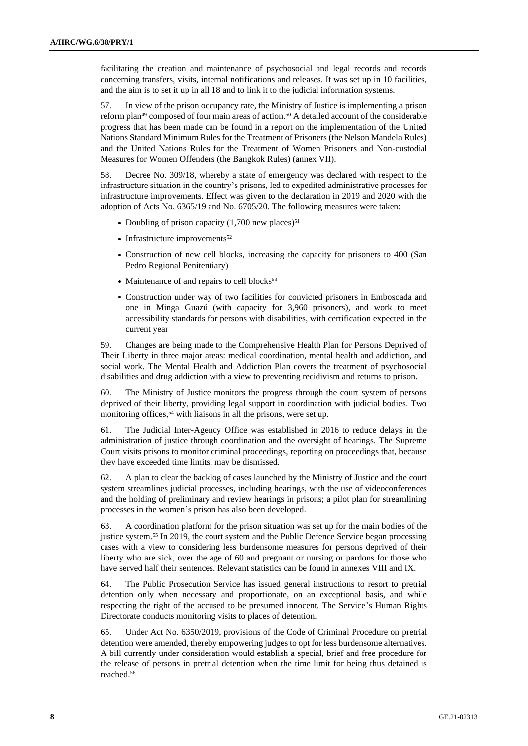facilitating the creation and maintenance of psychosocial and legal records and records concerning transfers, visits, internal notifications and releases. It was set up in 10 facilities, and the aim is to set it up in all 18 and to link it to the judicial information systems.

57. In view of the prison occupancy rate, the Ministry of Justice is implementing a prison reform plan[49] composed of four main areas of action.[50] A detailed account of the considerable progress that has been made can be found in a report on the implementation of the United Nations Standard Minimum Rules for the Treatment of Prisoners (the Nelson Mandela Rules) and the United Nations Rules for the Treatment of Women Prisoners and Non-custodial Measures for Women Offenders (the Bangkok Rules) (annex VII).

58. Decree No. 309/18, whereby a state of emergency was declared with respect to the infrastructure situation in the country's prisons, led to expedited administrative processes for infrastructure improvements. Effect was given to the declaration in 2019 and 2020 with the adoption of Acts No. 6365/19 and No. 6705/20. The following measures were taken:

- Doubling of prison capacity (1,700 new places)[51]
- Infrastructure improvements[52]
- Construction of new cell blocks, increasing the capacity for prisoners to 400 (San Pedro Regional Penitentiary)
- Maintenance of and repairs to cell blocks[53]
- Construction under way of two facilities for convicted prisoners in Emboscada and one in Minga Guazú (with capacity for 3,960 prisoners), and work to meet accessibility standards for persons with disabilities, with certification expected in the current year

59. Changes are being made to the Comprehensive Health Plan for Persons Deprived of Their Liberty in three major areas: medical coordination, mental health and addiction, and social work. The Mental Health and Addiction Plan covers the treatment of psychosocial disabilities and drug addiction with a view to preventing recidivism and returns to prison.

60. The Ministry of Justice monitors the progress through the court system of persons deprived of their liberty, providing legal support in coordination with judicial bodies. Two monitoring offices,[54] with liaisons in all the prisons, were set up.

61. The Judicial Inter-Agency Office was established in 2016 to reduce delays in the administration of justice through coordination and the oversight of hearings. The Supreme Court visits prisons to monitor criminal proceedings, reporting on proceedings that, because they have exceeded time limits, may be dismissed.

62. A plan to clear the backlog of cases launched by the Ministry of Justice and the court system streamlines judicial processes, including hearings, with the use of videoconferences and the holding of preliminary and review hearings in prisons; a pilot plan for streamlining processes in the women's prison has also been developed.

63. A coordination platform for the prison situation was set up for the main bodies of the justice system.[55] In 2019, the court system and the Public Defence Service began processing cases with a view to considering less burdensome measures for persons deprived of their liberty who are sick, over the age of 60 and pregnant or nursing or pardons for those who have served half their sentences. Relevant statistics can be found in annexes VIII and IX.

64. The Public Prosecution Service has issued general instructions to resort to pretrial detention only when necessary and proportionate, on an exceptional basis, and while respecting the right of the accused to be presumed innocent. The Service's Human Rights Directorate conducts monitoring visits to places of detention.

65. Under Act No. 6350/2019, provisions of the Code of Criminal Procedure on pretrial detention were amended, thereby empowering judges to opt for less burdensome alternatives. A bill currently under consideration would establish a special, brief and free procedure for the release of persons in pretrial detention when the time limit for being thus detained is reached.[56]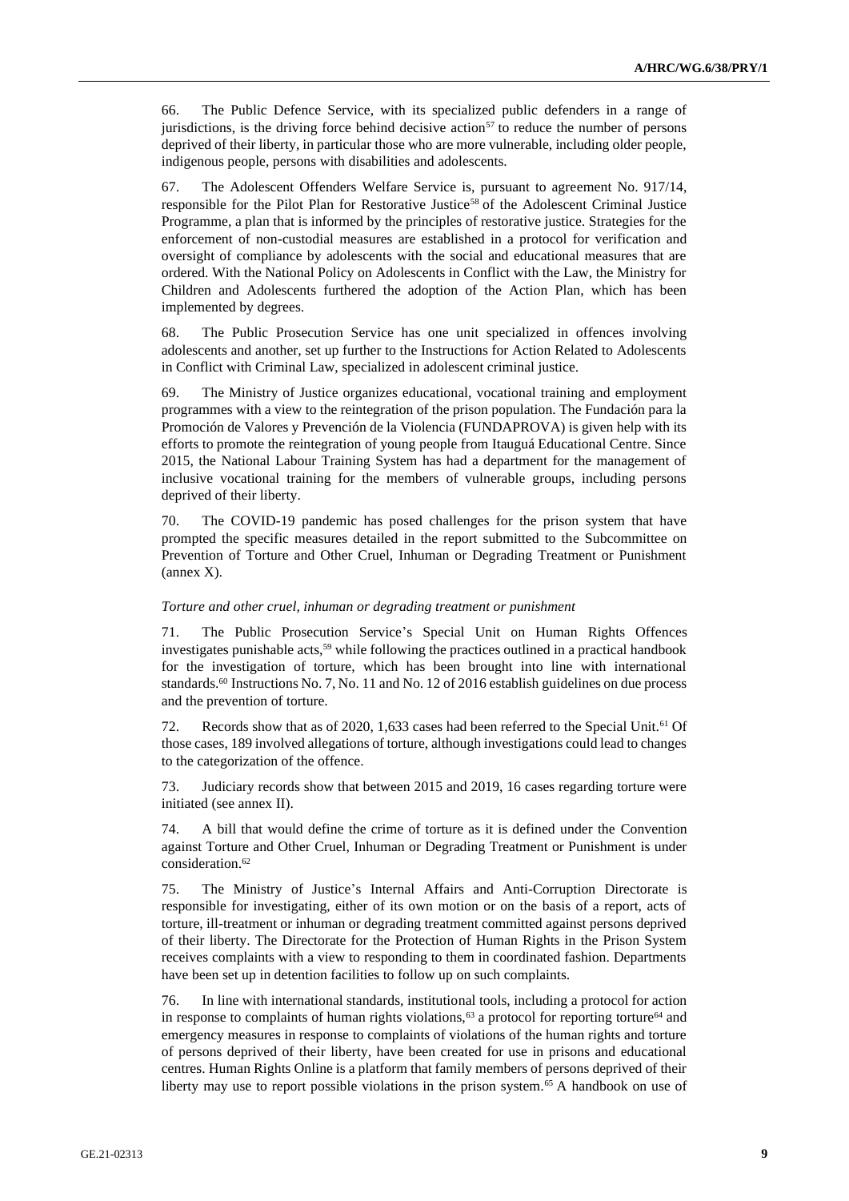66. The Public Defence Service, with its specialized public defenders in a range of jurisdictions, is the driving force behind decisive action[57] to reduce the number of persons deprived of their liberty, in particular those who are more vulnerable, including older people, indigenous people, persons with disabilities and adolescents.

67. The Adolescent Offenders Welfare Service is, pursuant to agreement No. 917/14, responsible for the Pilot Plan for Restorative Justice[58] of the Adolescent Criminal Justice Programme, a plan that is informed by the principles of restorative justice. Strategies for the enforcement of non-custodial measures are established in a protocol for verification and oversight of compliance by adolescents with the social and educational measures that are ordered. With the National Policy on Adolescents in Conflict with the Law, the Ministry for Children and Adolescents furthered the adoption of the Action Plan, which has been implemented by degrees.

68. The Public Prosecution Service has one unit specialized in offences involving adolescents and another, set up further to the Instructions for Action Related to Adolescents in Conflict with Criminal Law, specialized in adolescent criminal justice.

69. The Ministry of Justice organizes educational, vocational training and employment programmes with a view to the reintegration of the prison population. The Fundación para la Promoción de Valores y Prevención de la Violencia (FUNDAPROVA) is given help with its efforts to promote the reintegration of young people from Itauguá Educational Centre. Since 2015, the National Labour Training System has had a department for the management of inclusive vocational training for the members of vulnerable groups, including persons deprived of their liberty.

70. The COVID-19 pandemic has posed challenges for the prison system that have prompted the specific measures detailed in the report submitted to the Subcommittee on Prevention of Torture and Other Cruel, Inhuman or Degrading Treatment or Punishment (annex X).

*Torture and other cruel, inhuman or degrading treatment or punishment*

71. The Public Prosecution Service's Special Unit on Human Rights Offences investigates punishable acts,[59] while following the practices outlined in a practical handbook for the investigation of torture, which has been brought into line with international standards.[60] Instructions No. 7, No. 11 and No. 12 of 2016 establish guidelines on due process and the prevention of torture.

72. Records show that as of 2020, 1,633 cases had been referred to the Special Unit.[61] Of those cases, 189 involved allegations of torture, although investigations could lead to changes to the categorization of the offence.

73. Judiciary records show that between 2015 and 2019, 16 cases regarding torture were initiated (see annex II).

74. A bill that would define the crime of torture as it is defined under the Convention against Torture and Other Cruel, Inhuman or Degrading Treatment or Punishment is under consideration.[62]

75. The Ministry of Justice's Internal Affairs and Anti-Corruption Directorate is responsible for investigating, either of its own motion or on the basis of a report, acts of torture, ill-treatment or inhuman or degrading treatment committed against persons deprived of their liberty. The Directorate for the Protection of Human Rights in the Prison System receives complaints with a view to responding to them in coordinated fashion. Departments have been set up in detention facilities to follow up on such complaints.

76. In line with international standards, institutional tools, including a protocol for action in response to complaints of human rights violations,[63] a protocol for reporting torture[64] and emergency measures in response to complaints of violations of the human rights and torture of persons deprived of their liberty, have been created for use in prisons and educational centres. Human Rights Online is a platform that family members of persons deprived of their liberty may use to report possible violations in the prison system.[65] A handbook on use of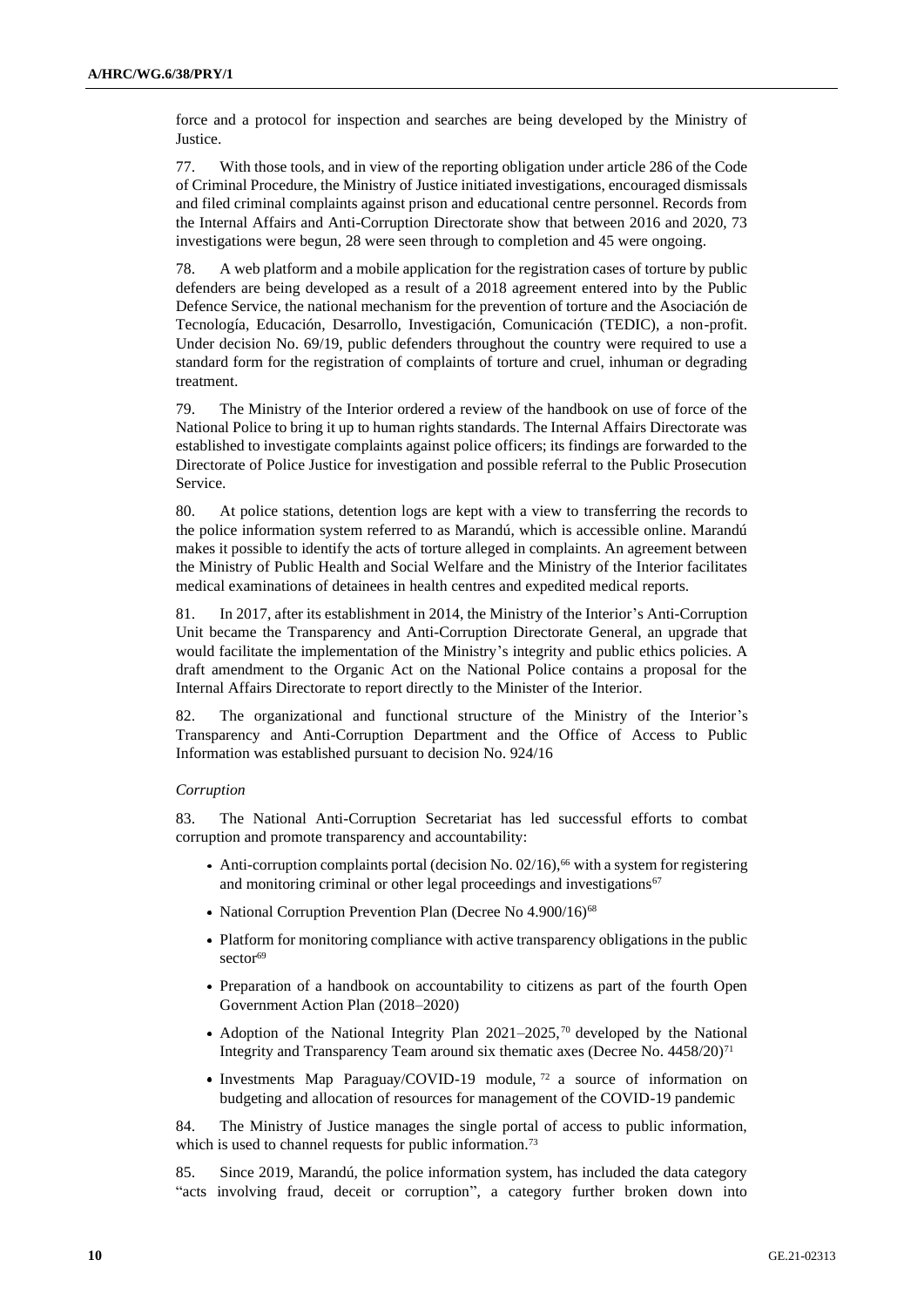force and a protocol for inspection and searches are being developed by the Ministry of Justice.

77. With those tools, and in view of the reporting obligation under article 286 of the Code of Criminal Procedure, the Ministry of Justice initiated investigations, encouraged dismissals and filed criminal complaints against prison and educational centre personnel. Records from the Internal Affairs and Anti-Corruption Directorate show that between 2016 and 2020, 73 investigations were begun, 28 were seen through to completion and 45 were ongoing.

78. A web platform and a mobile application for the registration cases of torture by public defenders are being developed as a result of a 2018 agreement entered into by the Public Defence Service, the national mechanism for the prevention of torture and the Asociación de Tecnología, Educación, Desarrollo, Investigación, Comunicación (TEDIC), a non-profit. Under decision No. 69/19, public defenders throughout the country were required to use a standard form for the registration of complaints of torture and cruel, inhuman or degrading treatment.

79. The Ministry of the Interior ordered a review of the handbook on use of force of the National Police to bring it up to human rights standards. The Internal Affairs Directorate was established to investigate complaints against police officers; its findings are forwarded to the Directorate of Police Justice for investigation and possible referral to the Public Prosecution Service.

80. At police stations, detention logs are kept with a view to transferring the records to the police information system referred to as Marandú, which is accessible online. Marandú makes it possible to identify the acts of torture alleged in complaints. An agreement between the Ministry of Public Health and Social Welfare and the Ministry of the Interior facilitates medical examinations of detainees in health centres and expedited medical reports.

81. In 2017, after its establishment in 2014, the Ministry of the Interior's Anti-Corruption Unit became the Transparency and Anti-Corruption Directorate General, an upgrade that would facilitate the implementation of the Ministry's integrity and public ethics policies. A draft amendment to the Organic Act on the National Police contains a proposal for the Internal Affairs Directorate to report directly to the Minister of the Interior.

82. The organizational and functional structure of the Ministry of the Interior's Transparency and Anti-Corruption Department and the Office of Access to Public Information was established pursuant to decision No. 924/16

*Corruption*

83. The National Anti-Corruption Secretariat has led successful efforts to combat corruption and promote transparency and accountability:

- Anti-corruption complaints portal (decision No. 02/16),[66] with a system for registering and monitoring criminal or other legal proceedings and investigations[67]
- National Corruption Prevention Plan (Decree No 4.900/16)[68]
- Platform for monitoring compliance with active transparency obligations in the public sector[69]
- Preparation of a handbook on accountability to citizens as part of the fourth Open Government Action Plan (2018–2020)
- Adoption of the National Integrity Plan 2021–2025,[70] developed by the National Integrity and Transparency Team around six thematic axes (Decree No. 4458/20)[71]
- Investments Map Paraguay/COVID-19 module,[72] a source of information on budgeting and allocation of resources for management of the COVID-19 pandemic

84. The Ministry of Justice manages the single portal of access to public information, which is used to channel requests for public information.[73]

85. Since 2019, Marandú, the police information system, has included the data category "acts involving fraud, deceit or corruption", a category further broken down into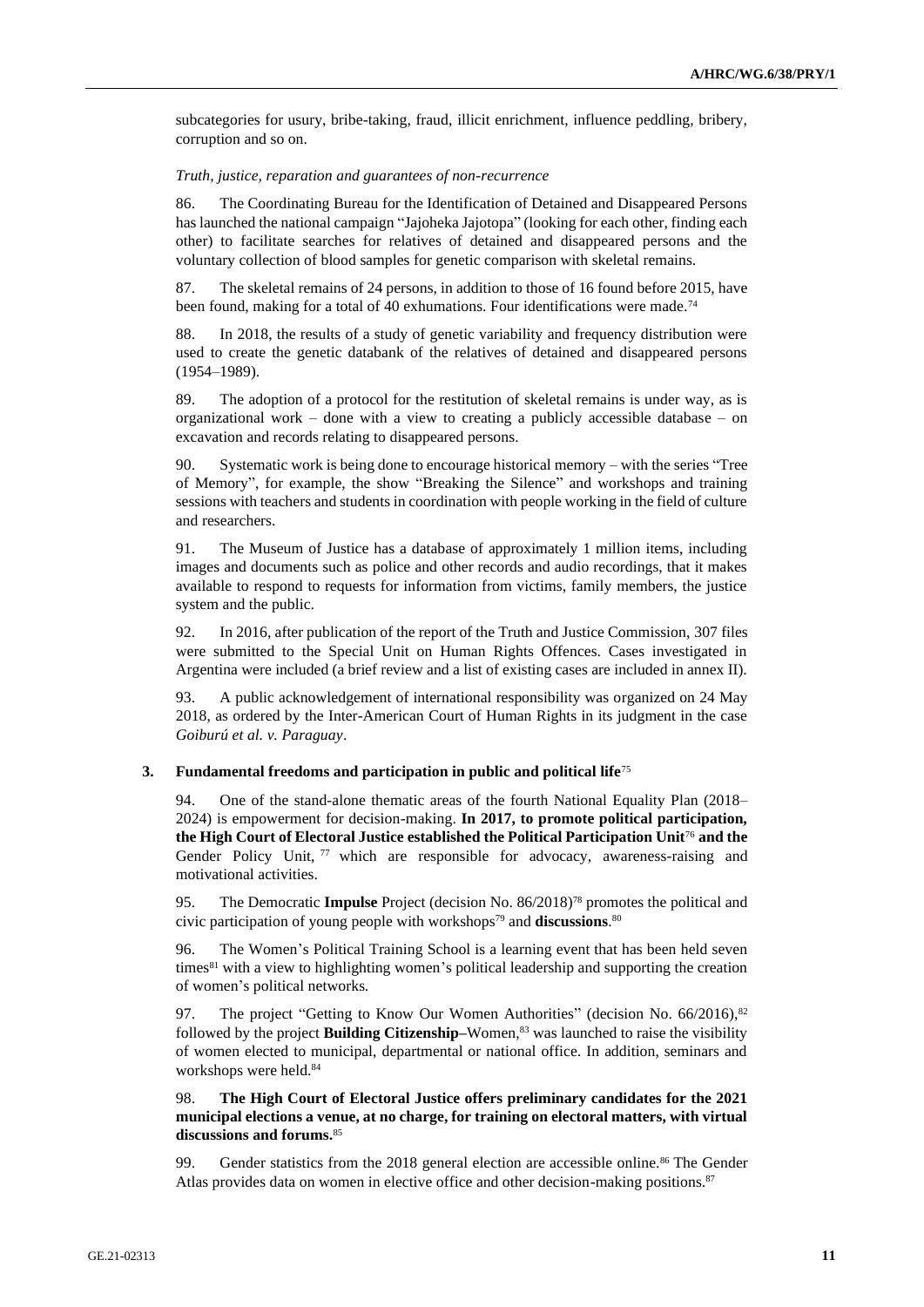subcategories for usury, bribe-taking, fraud, illicit enrichment, influence peddling, bribery, corruption and so on.

*Truth, justice, reparation and guarantees of non-recurrence*

86. The Coordinating Bureau for the Identification of Detained and Disappeared Persons has launched the national campaign "Jajoheka Jajotopa" (looking for each other, finding each other) to facilitate searches for relatives of detained and disappeared persons and the voluntary collection of blood samples for genetic comparison with skeletal remains.

87. The skeletal remains of 24 persons, in addition to those of 16 found before 2015, have been found, making for a total of 40 exhumations. Four identifications were made.[74]

88. In 2018, the results of a study of genetic variability and frequency distribution were used to create the genetic databank of the relatives of detained and disappeared persons (1954–1989).

89. The adoption of a protocol for the restitution of skeletal remains is under way, as is organizational work – done with a view to creating a publicly accessible database – on excavation and records relating to disappeared persons.

90. Systematic work is being done to encourage historical memory – with the series "Tree of Memory", for example, the show "Breaking the Silence" and workshops and training sessions with teachers and students in coordination with people working in the field of culture and researchers.

91. The Museum of Justice has a database of approximately 1 million items, including images and documents such as police and other records and audio recordings, that it makes available to respond to requests for information from victims, family members, the justice system and the public.

92. In 2016, after publication of the report of the Truth and Justice Commission, 307 files were submitted to the Special Unit on Human Rights Offences. Cases investigated in Argentina were included (a brief review and a list of existing cases are included in annex II).

93. A public acknowledgement of international responsibility was organized on 24 May 2018, as ordered by the Inter-American Court of Human Rights in its judgment in the case *Goiburú et al. v. Paraguay*.

### 3. Fundamental freedoms and participation in public and political life[75]

94. One of the stand-alone thematic areas of the fourth National Equality Plan (2018–2024) is empowerment for decision-making. **In 2017, to promote political participation, the High Court of Electoral Justice established the Political Participation Unit**[76] **and the** Gender Policy Unit,[77] which are responsible for advocacy, awareness-raising and motivational activities.

95. The Democratic **Impulse** Project (decision No. 86/2018)[78] promotes the political and civic participation of young people with workshops[79] and **discussions**.[80]

96. The Women's Political Training School is a learning event that has been held seven times[81] with a view to highlighting women's political leadership and supporting the creation of women's political networks.

97. The project "Getting to Know Our Women Authorities" (decision No. 66/2016),[82] followed by the project **Building Citizenship**–Women,[83] was launched to raise the visibility of women elected to municipal, departmental or national office. In addition, seminars and workshops were held.[84]

98. **The High Court of Electoral Justice offers preliminary candidates for the 2021 municipal elections a venue, at no charge, for training on electoral matters, with virtual discussions and forums.**[85]

99. Gender statistics from the 2018 general election are accessible online.[86] The Gender Atlas provides data on women in elective office and other decision-making positions.[87]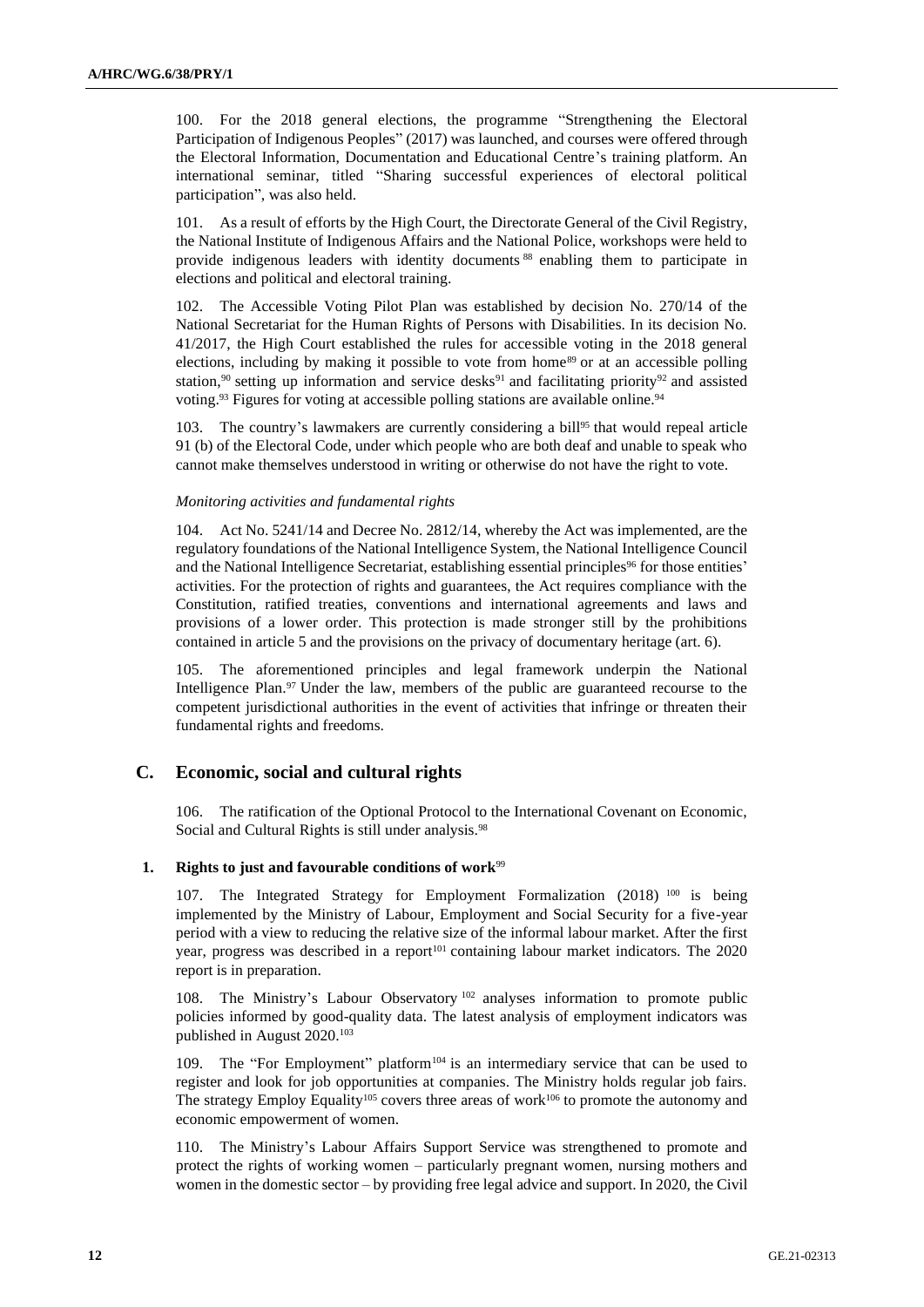100. For the 2018 general elections, the programme "Strengthening the Electoral Participation of Indigenous Peoples" (2017) was launched, and courses were offered through the Electoral Information, Documentation and Educational Centre's training platform. An international seminar, titled "Sharing successful experiences of electoral political participation", was also held.

101. As a result of efforts by the High Court, the Directorate General of the Civil Registry, the National Institute of Indigenous Affairs and the National Police, workshops were held to provide indigenous leaders with identity documents [88] enabling them to participate in elections and political and electoral training.

102. The Accessible Voting Pilot Plan was established by decision No. 270/14 of the National Secretariat for the Human Rights of Persons with Disabilities. In its decision No. 41/2017, the High Court established the rules for accessible voting in the 2018 general elections, including by making it possible to vote from home[89] or at an accessible polling station,[90] setting up information and service desks[91] and facilitating priority[92] and assisted voting.[93] Figures for voting at accessible polling stations are available online.[94]

103. The country's lawmakers are currently considering a bill[95] that would repeal article 91 (b) of the Electoral Code, under which people who are both deaf and unable to speak who cannot make themselves understood in writing or otherwise do not have the right to vote.

*Monitoring activities and fundamental rights*

104. Act No. 5241/14 and Decree No. 2812/14, whereby the Act was implemented, are the regulatory foundations of the National Intelligence System, the National Intelligence Council and the National Intelligence Secretariat, establishing essential principles[96] for those entities' activities. For the protection of rights and guarantees, the Act requires compliance with the Constitution, ratified treaties, conventions and international agreements and laws and provisions of a lower order. This protection is made stronger still by the prohibitions contained in article 5 and the provisions on the privacy of documentary heritage (art. 6).

105. The aforementioned principles and legal framework underpin the National Intelligence Plan.[97] Under the law, members of the public are guaranteed recourse to the competent jurisdictional authorities in the event of activities that infringe or threaten their fundamental rights and freedoms.

## C. Economic, social and cultural rights

106. The ratification of the Optional Protocol to the International Covenant on Economic, Social and Cultural Rights is still under analysis.[98]

### 1. Rights to just and favourable conditions of work[99]

107. The Integrated Strategy for Employment Formalization (2018) [100] is being implemented by the Ministry of Labour, Employment and Social Security for a five-year period with a view to reducing the relative size of the informal labour market. After the first year, progress was described in a report[101] containing labour market indicators. The 2020 report is in preparation.

108. The Ministry's Labour Observatory [102] analyses information to promote public policies informed by good-quality data. The latest analysis of employment indicators was published in August 2020.[103]

109. The "For Employment" platform[104] is an intermediary service that can be used to register and look for job opportunities at companies. The Ministry holds regular job fairs. The strategy Employ Equality[105] covers three areas of work[106] to promote the autonomy and economic empowerment of women.

110. The Ministry's Labour Affairs Support Service was strengthened to promote and protect the rights of working women – particularly pregnant women, nursing mothers and women in the domestic sector – by providing free legal advice and support. In 2020, the Civil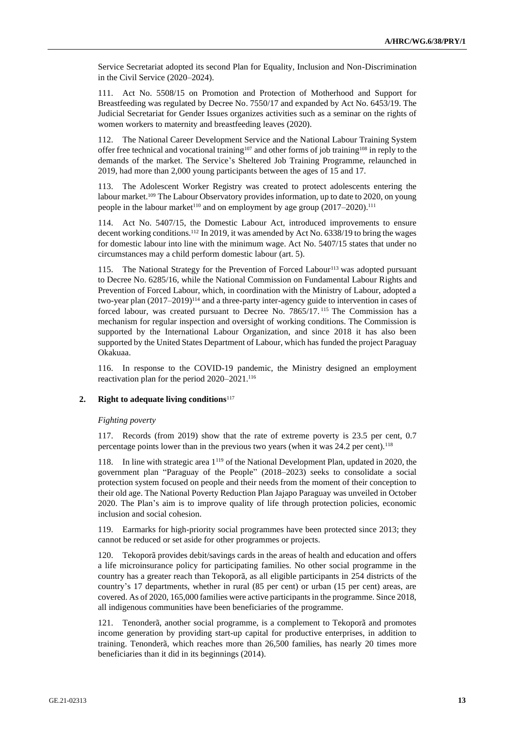Service Secretariat adopted its second Plan for Equality, Inclusion and Non-Discrimination in the Civil Service (2020–2024).

111. Act No. 5508/15 on Promotion and Protection of Motherhood and Support for Breastfeeding was regulated by Decree No. 7550/17 and expanded by Act No. 6453/19. The Judicial Secretariat for Gender Issues organizes activities such as a seminar on the rights of women workers to maternity and breastfeeding leaves (2020).

112. The National Career Development Service and the National Labour Training System offer free technical and vocational training[107] and other forms of job training[108] in reply to the demands of the market. The Service's Sheltered Job Training Programme, relaunched in 2019, had more than 2,000 young participants between the ages of 15 and 17.

113. The Adolescent Worker Registry was created to protect adolescents entering the labour market.[109] The Labour Observatory provides information, up to date to 2020, on young people in the labour market[110] and on employment by age group (2017–2020).[111]

114. Act No. 5407/15, the Domestic Labour Act, introduced improvements to ensure decent working conditions.[112] In 2019, it was amended by Act No. 6338/19 to bring the wages for domestic labour into line with the minimum wage. Act No. 5407/15 states that under no circumstances may a child perform domestic labour (art. 5).

115. The National Strategy for the Prevention of Forced Labour[113] was adopted pursuant to Decree No. 6285/16, while the National Commission on Fundamental Labour Rights and Prevention of Forced Labour, which, in coordination with the Ministry of Labour, adopted a two-year plan (2017–2019)[114] and a three-party inter-agency guide to intervention in cases of forced labour, was created pursuant to Decree No. 7865/17.[115] The Commission has a mechanism for regular inspection and oversight of working conditions. The Commission is supported by the International Labour Organization, and since 2018 it has also been supported by the United States Department of Labour, which has funded the project Paraguay Okakuaa.

116. In response to the COVID-19 pandemic, the Ministry designed an employment reactivation plan for the period 2020–2021.[116]

### 2. Right to adequate living conditions[117]

*Fighting poverty*

117. Records (from 2019) show that the rate of extreme poverty is 23.5 per cent, 0.7 percentage points lower than in the previous two years (when it was 24.2 per cent).[118]

118. In line with strategic area 1[119] of the National Development Plan, updated in 2020, the government plan "Paraguay of the People" (2018–2023) seeks to consolidate a social protection system focused on people and their needs from the moment of their conception to their old age. The National Poverty Reduction Plan Jajapo Paraguay was unveiled in October 2020. The Plan's aim is to improve quality of life through protection policies, economic inclusion and social cohesion.

119. Earmarks for high-priority social programmes have been protected since 2013; they cannot be reduced or set aside for other programmes or projects.

120. Tekoporã provides debit/savings cards in the areas of health and education and offers a life microinsurance policy for participating families. No other social programme in the country has a greater reach than Tekoporã, as all eligible participants in 254 districts of the country's 17 departments, whether in rural (85 per cent) or urban (15 per cent) areas, are covered. As of 2020, 165,000 families were active participants in the programme. Since 2018, all indigenous communities have been beneficiaries of the programme.

121. Tenonderã, another social programme, is a complement to Tekoporã and promotes income generation by providing start-up capital for productive enterprises, in addition to training. Tenonderã, which reaches more than 26,500 families, has nearly 20 times more beneficiaries than it did in its beginnings (2014).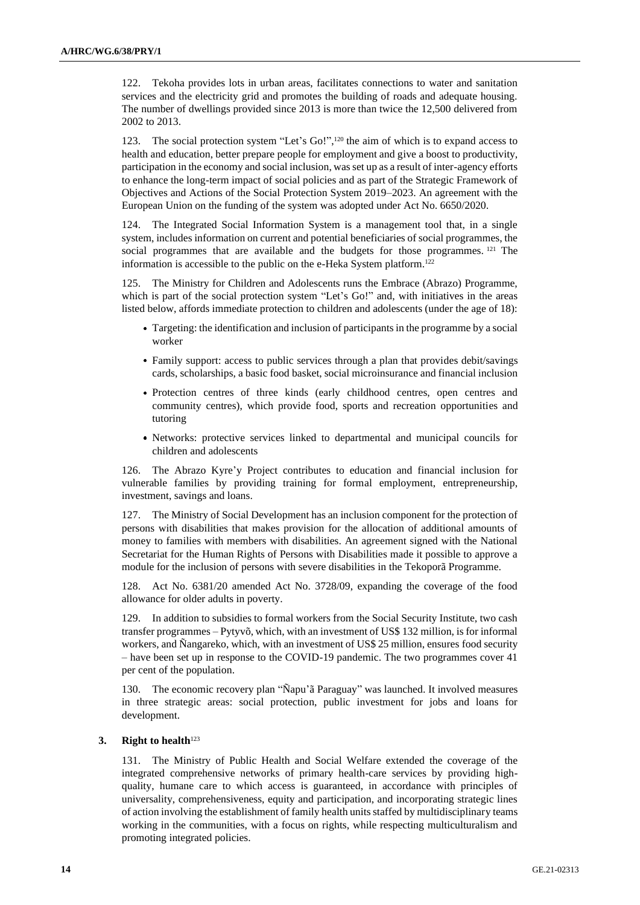122. Tekoha provides lots in urban areas, facilitates connections to water and sanitation services and the electricity grid and promotes the building of roads and adequate housing. The number of dwellings provided since 2013 is more than twice the 12,500 delivered from 2002 to 2013.

123. The social protection system "Let's Go!",[120] the aim of which is to expand access to health and education, better prepare people for employment and give a boost to productivity, participation in the economy and social inclusion, was set up as a result of inter-agency efforts to enhance the long-term impact of social policies and as part of the Strategic Framework of Objectives and Actions of the Social Protection System 2019–2023. An agreement with the European Union on the funding of the system was adopted under Act No. 6650/2020.

124. The Integrated Social Information System is a management tool that, in a single system, includes information on current and potential beneficiaries of social programmes, the social programmes that are available and the budgets for those programmes.[121] The information is accessible to the public on the e-Heka System platform.[122]

125. The Ministry for Children and Adolescents runs the Embrace (Abrazo) Programme, which is part of the social protection system "Let's Go!" and, with initiatives in the areas listed below, affords immediate protection to children and adolescents (under the age of 18):

- Targeting: the identification and inclusion of participants in the programme by a social worker
- Family support: access to public services through a plan that provides debit/savings cards, scholarships, a basic food basket, social microinsurance and financial inclusion
- Protection centres of three kinds (early childhood centres, open centres and community centres), which provide food, sports and recreation opportunities and tutoring
- Networks: protective services linked to departmental and municipal councils for children and adolescents

126. The Abrazo Kyre'y Project contributes to education and financial inclusion for vulnerable families by providing training for formal employment, entrepreneurship, investment, savings and loans.

127. The Ministry of Social Development has an inclusion component for the protection of persons with disabilities that makes provision for the allocation of additional amounts of money to families with members with disabilities. An agreement signed with the National Secretariat for the Human Rights of Persons with Disabilities made it possible to approve a module for the inclusion of persons with severe disabilities in the Tekoporã Programme.

128. Act No. 6381/20 amended Act No. 3728/09, expanding the coverage of the food allowance for older adults in poverty.

129. In addition to subsidies to formal workers from the Social Security Institute, two cash transfer programmes – Pytyvõ, which, with an investment of US$ 132 million, is for informal workers, and Ñangareko, which, with an investment of US$ 25 million, ensures food security – have been set up in response to the COVID-19 pandemic. The two programmes cover 41 per cent of the population.

130. The economic recovery plan "Ñapu'ã Paraguay" was launched. It involved measures in three strategic areas: social protection, public investment for jobs and loans for development.

### 3. Right to health[123]

131. The Ministry of Public Health and Social Welfare extended the coverage of the integrated comprehensive networks of primary health-care services by providing high-quality, humane care to which access is guaranteed, in accordance with principles of universality, comprehensiveness, equity and participation, and incorporating strategic lines of action involving the establishment of family health units staffed by multidisciplinary teams working in the communities, with a focus on rights, while respecting multiculturalism and promoting integrated policies.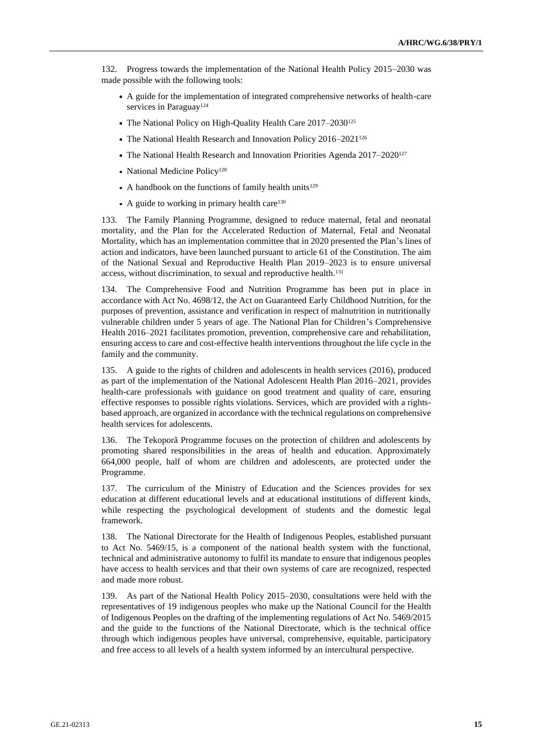132. Progress towards the implementation of the National Health Policy 2015–2030 was made possible with the following tools:

- A guide for the implementation of integrated comprehensive networks of health-care services in Paraguay[124]
- The National Policy on High-Quality Health Care 2017–2030[125]
- The National Health Research and Innovation Policy 2016–2021[126]
- The National Health Research and Innovation Priorities Agenda 2017–2020[127]
- National Medicine Policy[128]
- A handbook on the functions of family health units[129]
- A guide to working in primary health care[130]

133. The Family Planning Programme, designed to reduce maternal, fetal and neonatal mortality, and the Plan for the Accelerated Reduction of Maternal, Fetal and Neonatal Mortality, which has an implementation committee that in 2020 presented the Plan's lines of action and indicators, have been launched pursuant to article 61 of the Constitution. The aim of the National Sexual and Reproductive Health Plan 2019–2023 is to ensure universal access, without discrimination, to sexual and reproductive health.[131]

134. The Comprehensive Food and Nutrition Programme has been put in place in accordance with Act No. 4698/12, the Act on Guaranteed Early Childhood Nutrition, for the purposes of prevention, assistance and verification in respect of malnutrition in nutritionally vulnerable children under 5 years of age. The National Plan for Children's Comprehensive Health 2016–2021 facilitates promotion, prevention, comprehensive care and rehabilitation, ensuring access to care and cost-effective health interventions throughout the life cycle in the family and the community.

135. A guide to the rights of children and adolescents in health services (2016), produced as part of the implementation of the National Adolescent Health Plan 2016–2021, provides health-care professionals with guidance on good treatment and quality of care, ensuring effective responses to possible rights violations. Services, which are provided with a rights-based approach, are organized in accordance with the technical regulations on comprehensive health services for adolescents.

136. The Tekoporã Programme focuses on the protection of children and adolescents by promoting shared responsibilities in the areas of health and education. Approximately 664,000 people, half of whom are children and adolescents, are protected under the Programme.

137. The curriculum of the Ministry of Education and the Sciences provides for sex education at different educational levels and at educational institutions of different kinds, while respecting the psychological development of students and the domestic legal framework.

138. The National Directorate for the Health of Indigenous Peoples, established pursuant to Act No. 5469/15, is a component of the national health system with the functional, technical and administrative autonomy to fulfil its mandate to ensure that indigenous peoples have access to health services and that their own systems of care are recognized, respected and made more robust.

139. As part of the National Health Policy 2015–2030, consultations were held with the representatives of 19 indigenous peoples who make up the National Council for the Health of Indigenous Peoples on the drafting of the implementing regulations of Act No. 5469/2015 and the guide to the functions of the National Directorate, which is the technical office through which indigenous peoples have universal, comprehensive, equitable, participatory and free access to all levels of a health system informed by an intercultural perspective.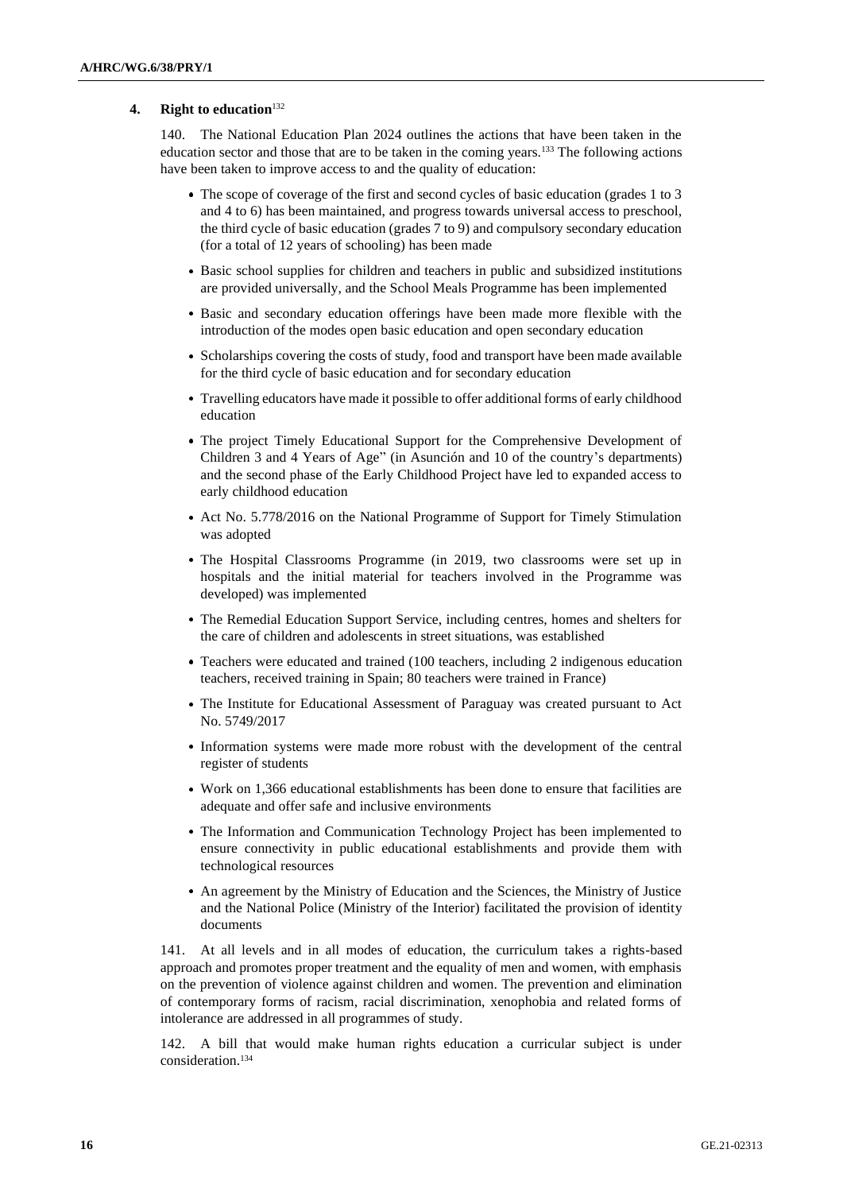#### 4. Right to education[132]

140. The National Education Plan 2024 outlines the actions that have been taken in the education sector and those that are to be taken in the coming years.[133] The following actions have been taken to improve access to and the quality of education:

- The scope of coverage of the first and second cycles of basic education (grades 1 to 3 and 4 to 6) has been maintained, and progress towards universal access to preschool, the third cycle of basic education (grades 7 to 9) and compulsory secondary education (for a total of 12 years of schooling) has been made
- Basic school supplies for children and teachers in public and subsidized institutions are provided universally, and the School Meals Programme has been implemented
- Basic and secondary education offerings have been made more flexible with the introduction of the modes open basic education and open secondary education
- Scholarships covering the costs of study, food and transport have been made available for the third cycle of basic education and for secondary education
- Travelling educators have made it possible to offer additional forms of early childhood education
- The project Timely Educational Support for the Comprehensive Development of Children 3 and 4 Years of Age" (in Asunción and 10 of the country's departments) and the second phase of the Early Childhood Project have led to expanded access to early childhood education
- Act No. 5.778/2016 on the National Programme of Support for Timely Stimulation was adopted
- The Hospital Classrooms Programme (in 2019, two classrooms were set up in hospitals and the initial material for teachers involved in the Programme was developed) was implemented
- The Remedial Education Support Service, including centres, homes and shelters for the care of children and adolescents in street situations, was established
- Teachers were educated and trained (100 teachers, including 2 indigenous education teachers, received training in Spain; 80 teachers were trained in France)
- The Institute for Educational Assessment of Paraguay was created pursuant to Act No. 5749/2017
- Information systems were made more robust with the development of the central register of students
- Work on 1,366 educational establishments has been done to ensure that facilities are adequate and offer safe and inclusive environments
- The Information and Communication Technology Project has been implemented to ensure connectivity in public educational establishments and provide them with technological resources
- An agreement by the Ministry of Education and the Sciences, the Ministry of Justice and the National Police (Ministry of the Interior) facilitated the provision of identity documents

141. At all levels and in all modes of education, the curriculum takes a rights-based approach and promotes proper treatment and the equality of men and women, with emphasis on the prevention of violence against children and women. The prevention and elimination of contemporary forms of racism, racial discrimination, xenophobia and related forms of intolerance are addressed in all programmes of study.

142. A bill that would make human rights education a curricular subject is under consideration.[134]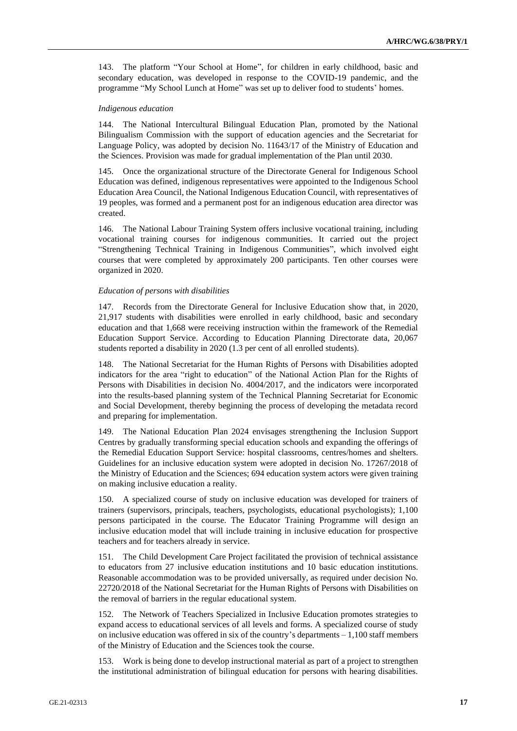143. The platform "Your School at Home", for children in early childhood, basic and secondary education, was developed in response to the COVID-19 pandemic, and the programme "My School Lunch at Home" was set up to deliver food to students' homes.

*Indigenous education*

144. The National Intercultural Bilingual Education Plan, promoted by the National Bilingualism Commission with the support of education agencies and the Secretariat for Language Policy, was adopted by decision No. 11643/17 of the Ministry of Education and the Sciences. Provision was made for gradual implementation of the Plan until 2030.

145. Once the organizational structure of the Directorate General for Indigenous School Education was defined, indigenous representatives were appointed to the Indigenous School Education Area Council, the National Indigenous Education Council, with representatives of 19 peoples, was formed and a permanent post for an indigenous education area director was created.

146. The National Labour Training System offers inclusive vocational training, including vocational training courses for indigenous communities. It carried out the project "Strengthening Technical Training in Indigenous Communities", which involved eight courses that were completed by approximately 200 participants. Ten other courses were organized in 2020.

*Education of persons with disabilities*

147. Records from the Directorate General for Inclusive Education show that, in 2020, 21,917 students with disabilities were enrolled in early childhood, basic and secondary education and that 1,668 were receiving instruction within the framework of the Remedial Education Support Service. According to Education Planning Directorate data, 20,067 students reported a disability in 2020 (1.3 per cent of all enrolled students).

148. The National Secretariat for the Human Rights of Persons with Disabilities adopted indicators for the area "right to education" of the National Action Plan for the Rights of Persons with Disabilities in decision No. 4004/2017, and the indicators were incorporated into the results-based planning system of the Technical Planning Secretariat for Economic and Social Development, thereby beginning the process of developing the metadata record and preparing for implementation.

149. The National Education Plan 2024 envisages strengthening the Inclusion Support Centres by gradually transforming special education schools and expanding the offerings of the Remedial Education Support Service: hospital classrooms, centres/homes and shelters. Guidelines for an inclusive education system were adopted in decision No. 17267/2018 of the Ministry of Education and the Sciences; 694 education system actors were given training on making inclusive education a reality.

150. A specialized course of study on inclusive education was developed for trainers of trainers (supervisors, principals, teachers, psychologists, educational psychologists); 1,100 persons participated in the course. The Educator Training Programme will design an inclusive education model that will include training in inclusive education for prospective teachers and for teachers already in service.

151. The Child Development Care Project facilitated the provision of technical assistance to educators from 27 inclusive education institutions and 10 basic education institutions. Reasonable accommodation was to be provided universally, as required under decision No. 22720/2018 of the National Secretariat for the Human Rights of Persons with Disabilities on the removal of barriers in the regular educational system.

152. The Network of Teachers Specialized in Inclusive Education promotes strategies to expand access to educational services of all levels and forms. A specialized course of study on inclusive education was offered in six of the country's departments – 1,100 staff members of the Ministry of Education and the Sciences took the course.

153. Work is being done to develop instructional material as part of a project to strengthen the institutional administration of bilingual education for persons with hearing disabilities.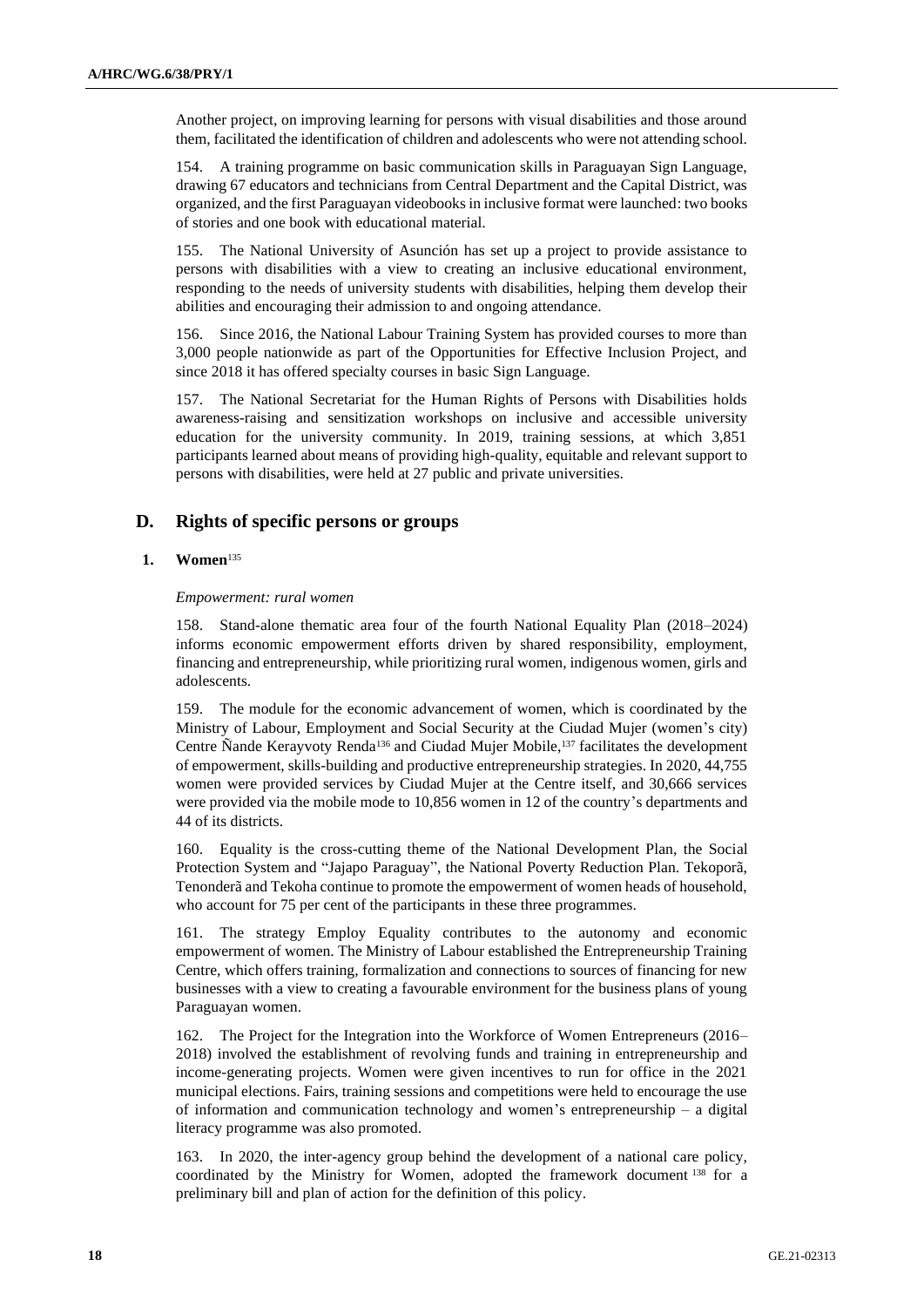Another project, on improving learning for persons with visual disabilities and those around them, facilitated the identification of children and adolescents who were not attending school.

154. A training programme on basic communication skills in Paraguayan Sign Language, drawing 67 educators and technicians from Central Department and the Capital District, was organized, and the first Paraguayan videobooks in inclusive format were launched: two books of stories and one book with educational material.

155. The National University of Asunción has set up a project to provide assistance to persons with disabilities with a view to creating an inclusive educational environment, responding to the needs of university students with disabilities, helping them develop their abilities and encouraging their admission to and ongoing attendance.

156. Since 2016, the National Labour Training System has provided courses to more than 3,000 people nationwide as part of the Opportunities for Effective Inclusion Project, and since 2018 it has offered specialty courses in basic Sign Language.

157. The National Secretariat for the Human Rights of Persons with Disabilities holds awareness-raising and sensitization workshops on inclusive and accessible university education for the university community. In 2019, training sessions, at which 3,851 participants learned about means of providing high-quality, equitable and relevant support to persons with disabilities, were held at 27 public and private universities.

## D. Rights of specific persons or groups

### 1. Women[135]

*Empowerment: rural women*

158. Stand-alone thematic area four of the fourth National Equality Plan (2018–2024) informs economic empowerment efforts driven by shared responsibility, employment, financing and entrepreneurship, while prioritizing rural women, indigenous women, girls and adolescents.

159. The module for the economic advancement of women, which is coordinated by the Ministry of Labour, Employment and Social Security at the Ciudad Mujer (women's city) Centre Ñande Kerayvoty Renda[136] and Ciudad Mujer Mobile,[137] facilitates the development of empowerment, skills-building and productive entrepreneurship strategies. In 2020, 44,755 women were provided services by Ciudad Mujer at the Centre itself, and 30,666 services were provided via the mobile mode to 10,856 women in 12 of the country's departments and 44 of its districts.

160. Equality is the cross-cutting theme of the National Development Plan, the Social Protection System and "Jajapo Paraguay", the National Poverty Reduction Plan. Tekoporã, Tenonderã and Tekoha continue to promote the empowerment of women heads of household, who account for 75 per cent of the participants in these three programmes.

161. The strategy Employ Equality contributes to the autonomy and economic empowerment of women. The Ministry of Labour established the Entrepreneurship Training Centre, which offers training, formalization and connections to sources of financing for new businesses with a view to creating a favourable environment for the business plans of young Paraguayan women.

162. The Project for the Integration into the Workforce of Women Entrepreneurs (2016–2018) involved the establishment of revolving funds and training in entrepreneurship and income-generating projects. Women were given incentives to run for office in the 2021 municipal elections. Fairs, training sessions and competitions were held to encourage the use of information and communication technology and women's entrepreneurship – a digital literacy programme was also promoted.

163. In 2020, the inter-agency group behind the development of a national care policy, coordinated by the Ministry for Women, adopted the framework document[138] for a preliminary bill and plan of action for the definition of this policy.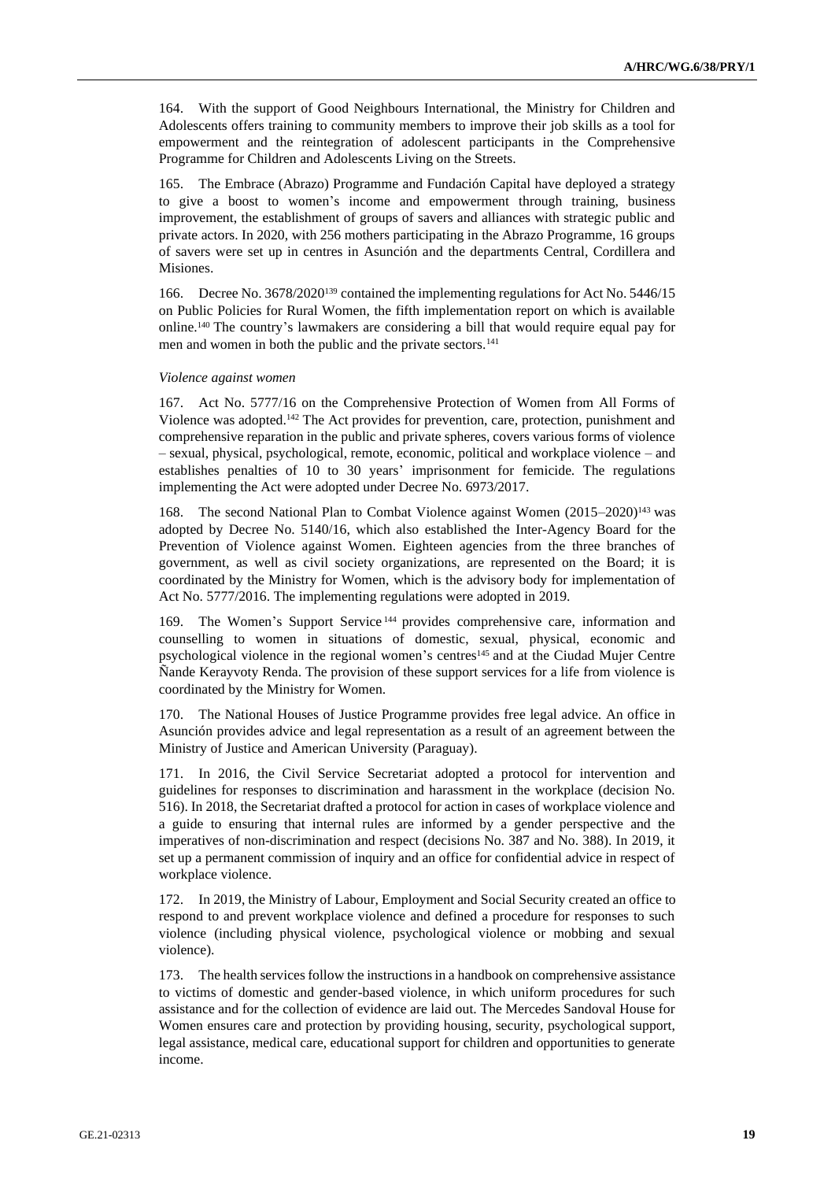164. With the support of Good Neighbours International, the Ministry for Children and Adolescents offers training to community members to improve their job skills as a tool for empowerment and the reintegration of adolescent participants in the Comprehensive Programme for Children and Adolescents Living on the Streets.

165. The Embrace (Abrazo) Programme and Fundación Capital have deployed a strategy to give a boost to women's income and empowerment through training, business improvement, the establishment of groups of savers and alliances with strategic public and private actors. In 2020, with 256 mothers participating in the Abrazo Programme, 16 groups of savers were set up in centres in Asunción and the departments Central, Cordillera and Misiones.

166. Decree No. 3678/2020[139] contained the implementing regulations for Act No. 5446/15 on Public Policies for Rural Women, the fifth implementation report on which is available online.[140] The country's lawmakers are considering a bill that would require equal pay for men and women in both the public and the private sectors.[141]

*Violence against women*

167. Act No. 5777/16 on the Comprehensive Protection of Women from All Forms of Violence was adopted.[142] The Act provides for prevention, care, protection, punishment and comprehensive reparation in the public and private spheres, covers various forms of violence – sexual, physical, psychological, remote, economic, political and workplace violence – and establishes penalties of 10 to 30 years' imprisonment for femicide. The regulations implementing the Act were adopted under Decree No. 6973/2017.

168. The second National Plan to Combat Violence against Women (2015–2020)[143] was adopted by Decree No. 5140/16, which also established the Inter-Agency Board for the Prevention of Violence against Women. Eighteen agencies from the three branches of government, as well as civil society organizations, are represented on the Board; it is coordinated by the Ministry for Women, which is the advisory body for implementation of Act No. 5777/2016. The implementing regulations were adopted in 2019.

169. The Women's Support Service[144] provides comprehensive care, information and counselling to women in situations of domestic, sexual, physical, economic and psychological violence in the regional women's centres[145] and at the Ciudad Mujer Centre Ñande Kerayvoty Renda. The provision of these support services for a life from violence is coordinated by the Ministry for Women.

170. The National Houses of Justice Programme provides free legal advice. An office in Asunción provides advice and legal representation as a result of an agreement between the Ministry of Justice and American University (Paraguay).

171. In 2016, the Civil Service Secretariat adopted a protocol for intervention and guidelines for responses to discrimination and harassment in the workplace (decision No. 516). In 2018, the Secretariat drafted a protocol for action in cases of workplace violence and a guide to ensuring that internal rules are informed by a gender perspective and the imperatives of non-discrimination and respect (decisions No. 387 and No. 388). In 2019, it set up a permanent commission of inquiry and an office for confidential advice in respect of workplace violence.

172. In 2019, the Ministry of Labour, Employment and Social Security created an office to respond to and prevent workplace violence and defined a procedure for responses to such violence (including physical violence, psychological violence or mobbing and sexual violence).

173. The health services follow the instructions in a handbook on comprehensive assistance to victims of domestic and gender-based violence, in which uniform procedures for such assistance and for the collection of evidence are laid out. The Mercedes Sandoval House for Women ensures care and protection by providing housing, security, psychological support, legal assistance, medical care, educational support for children and opportunities to generate income.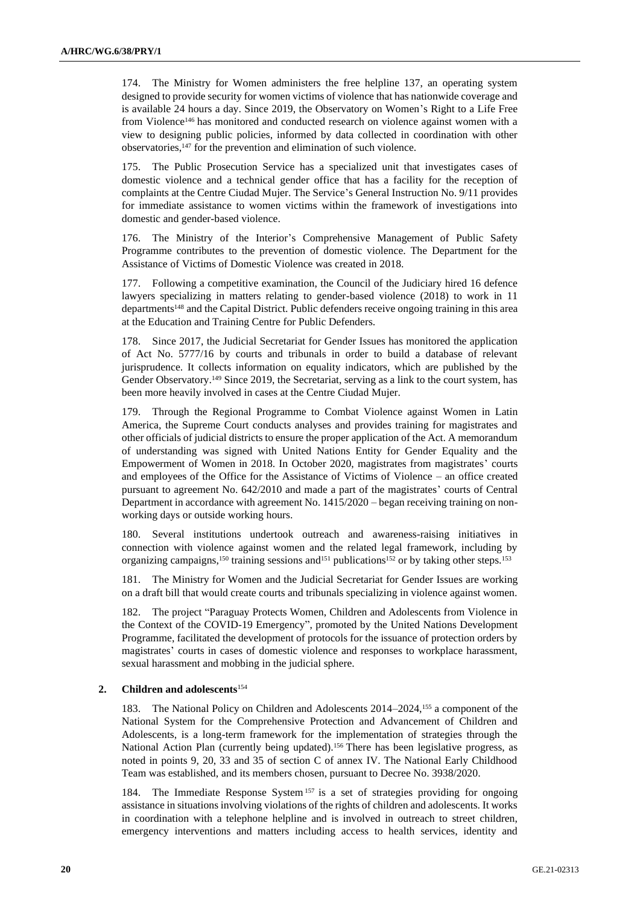174. The Ministry for Women administers the free helpline 137, an operating system designed to provide security for women victims of violence that has nationwide coverage and is available 24 hours a day. Since 2019, the Observatory on Women's Right to a Life Free from Violence[146] has monitored and conducted research on violence against women with a view to designing public policies, informed by data collected in coordination with other observatories,[147] for the prevention and elimination of such violence.

175. The Public Prosecution Service has a specialized unit that investigates cases of domestic violence and a technical gender office that has a facility for the reception of complaints at the Centre Ciudad Mujer. The Service's General Instruction No. 9/11 provides for immediate assistance to women victims within the framework of investigations into domestic and gender-based violence.

176. The Ministry of the Interior's Comprehensive Management of Public Safety Programme contributes to the prevention of domestic violence. The Department for the Assistance of Victims of Domestic Violence was created in 2018.

177. Following a competitive examination, the Council of the Judiciary hired 16 defence lawyers specializing in matters relating to gender-based violence (2018) to work in 11 departments[148] and the Capital District. Public defenders receive ongoing training in this area at the Education and Training Centre for Public Defenders.

178. Since 2017, the Judicial Secretariat for Gender Issues has monitored the application of Act No. 5777/16 by courts and tribunals in order to build a database of relevant jurisprudence. It collects information on equality indicators, which are published by the Gender Observatory.[149] Since 2019, the Secretariat, serving as a link to the court system, has been more heavily involved in cases at the Centre Ciudad Mujer.

179. Through the Regional Programme to Combat Violence against Women in Latin America, the Supreme Court conducts analyses and provides training for magistrates and other officials of judicial districts to ensure the proper application of the Act. A memorandum of understanding was signed with United Nations Entity for Gender Equality and the Empowerment of Women in 2018. In October 2020, magistrates from magistrates' courts and employees of the Office for the Assistance of Victims of Violence – an office created pursuant to agreement No. 642/2010 and made a part of the magistrates' courts of Central Department in accordance with agreement No. 1415/2020 – began receiving training on non-working days or outside working hours.

180. Several institutions undertook outreach and awareness-raising initiatives in connection with violence against women and the related legal framework, including by organizing campaigns,[150] training sessions and[151] publications[152] or by taking other steps.[153]

181. The Ministry for Women and the Judicial Secretariat for Gender Issues are working on a draft bill that would create courts and tribunals specializing in violence against women.

182. The project "Paraguay Protects Women, Children and Adolescents from Violence in the Context of the COVID-19 Emergency", promoted by the United Nations Development Programme, facilitated the development of protocols for the issuance of protection orders by magistrates' courts in cases of domestic violence and responses to workplace harassment, sexual harassment and mobbing in the judicial sphere.

### 2. Children and adolescents[154]

183. The National Policy on Children and Adolescents 2014–2024,[155] a component of the National System for the Comprehensive Protection and Advancement of Children and Adolescents, is a long-term framework for the implementation of strategies through the National Action Plan (currently being updated).[156] There has been legislative progress, as noted in points 9, 20, 33 and 35 of section C of annex IV. The National Early Childhood Team was established, and its members chosen, pursuant to Decree No. 3938/2020.

184. The Immediate Response System[157] is a set of strategies providing for ongoing assistance in situations involving violations of the rights of children and adolescents. It works in coordination with a telephone helpline and is involved in outreach to street children, emergency interventions and matters including access to health services, identity and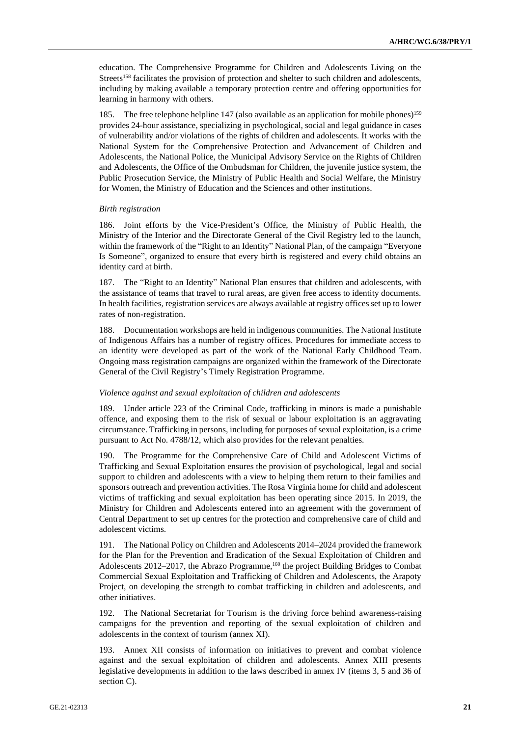education. The Comprehensive Programme for Children and Adolescents Living on the Streets[158] facilitates the provision of protection and shelter to such children and adolescents, including by making available a temporary protection centre and offering opportunities for learning in harmony with others.

185. The free telephone helpline 147 (also available as an application for mobile phones)[159] provides 24-hour assistance, specializing in psychological, social and legal guidance in cases of vulnerability and/or violations of the rights of children and adolescents. It works with the National System for the Comprehensive Protection and Advancement of Children and Adolescents, the National Police, the Municipal Advisory Service on the Rights of Children and Adolescents, the Office of the Ombudsman for Children, the juvenile justice system, the Public Prosecution Service, the Ministry of Public Health and Social Welfare, the Ministry for Women, the Ministry of Education and the Sciences and other institutions.

*Birth registration*

186. Joint efforts by the Vice-President's Office, the Ministry of Public Health, the Ministry of the Interior and the Directorate General of the Civil Registry led to the launch, within the framework of the "Right to an Identity" National Plan, of the campaign "Everyone Is Someone", organized to ensure that every birth is registered and every child obtains an identity card at birth.

187. The "Right to an Identity" National Plan ensures that children and adolescents, with the assistance of teams that travel to rural areas, are given free access to identity documents. In health facilities, registration services are always available at registry offices set up to lower rates of non-registration.

188. Documentation workshops are held in indigenous communities. The National Institute of Indigenous Affairs has a number of registry offices. Procedures for immediate access to an identity were developed as part of the work of the National Early Childhood Team. Ongoing mass registration campaigns are organized within the framework of the Directorate General of the Civil Registry's Timely Registration Programme.

*Violence against and sexual exploitation of children and adolescents*

189. Under article 223 of the Criminal Code, trafficking in minors is made a punishable offence, and exposing them to the risk of sexual or labour exploitation is an aggravating circumstance. Trafficking in persons, including for purposes of sexual exploitation, is a crime pursuant to Act No. 4788/12, which also provides for the relevant penalties.

190. The Programme for the Comprehensive Care of Child and Adolescent Victims of Trafficking and Sexual Exploitation ensures the provision of psychological, legal and social support to children and adolescents with a view to helping them return to their families and sponsors outreach and prevention activities. The Rosa Virginia home for child and adolescent victims of trafficking and sexual exploitation has been operating since 2015. In 2019, the Ministry for Children and Adolescents entered into an agreement with the government of Central Department to set up centres for the protection and comprehensive care of child and adolescent victims.

191. The National Policy on Children and Adolescents 2014–2024 provided the framework for the Plan for the Prevention and Eradication of the Sexual Exploitation of Children and Adolescents 2012–2017, the Abrazo Programme,[160] the project Building Bridges to Combat Commercial Sexual Exploitation and Trafficking of Children and Adolescents, the Arapoty Project, on developing the strength to combat trafficking in children and adolescents, and other initiatives.

192. The National Secretariat for Tourism is the driving force behind awareness-raising campaigns for the prevention and reporting of the sexual exploitation of children and adolescents in the context of tourism (annex XI).

193. Annex XII consists of information on initiatives to prevent and combat violence against and the sexual exploitation of children and adolescents. Annex XIII presents legislative developments in addition to the laws described in annex IV (items 3, 5 and 36 of section C).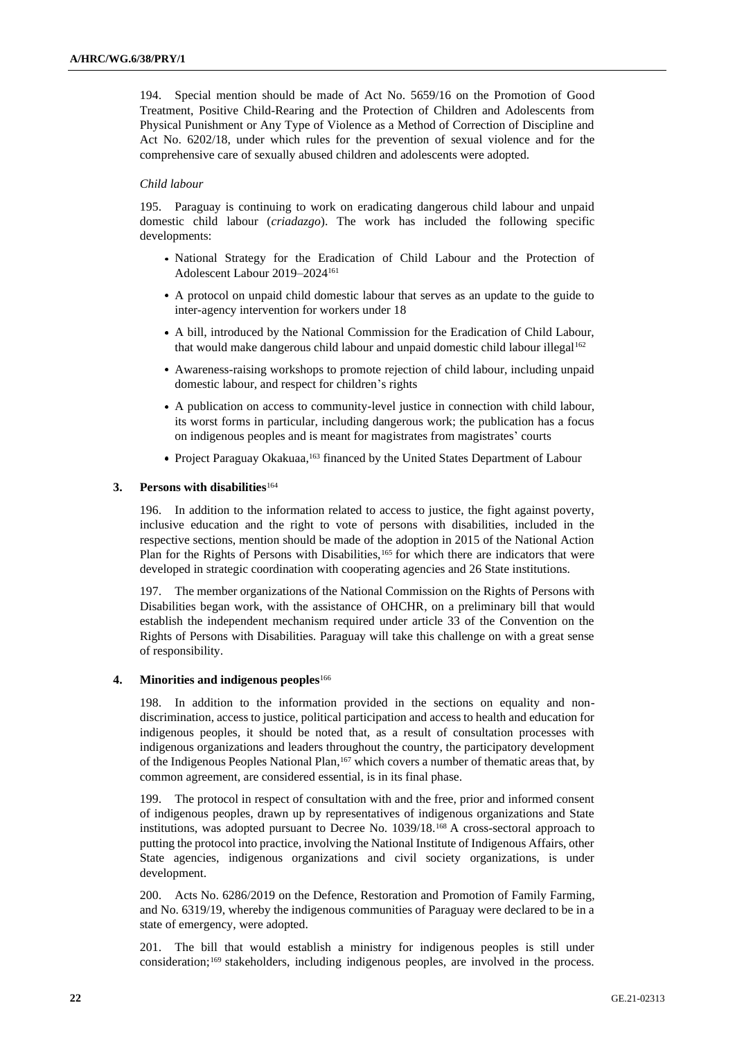194. Special mention should be made of Act No. 5659/16 on the Promotion of Good Treatment, Positive Child-Rearing and the Protection of Children and Adolescents from Physical Punishment or Any Type of Violence as a Method of Correction of Discipline and Act No. 6202/18, under which rules for the prevention of sexual violence and for the comprehensive care of sexually abused children and adolescents were adopted.

*Child labour*

195. Paraguay is continuing to work on eradicating dangerous child labour and unpaid domestic child labour (*criadazgo*). The work has included the following specific developments:

- National Strategy for the Eradication of Child Labour and the Protection of Adolescent Labour 2019–2024[161]
- A protocol on unpaid child domestic labour that serves as an update to the guide to inter-agency intervention for workers under 18
- A bill, introduced by the National Commission for the Eradication of Child Labour, that would make dangerous child labour and unpaid domestic child labour illegal[162]
- Awareness-raising workshops to promote rejection of child labour, including unpaid domestic labour, and respect for children's rights
- A publication on access to community-level justice in connection with child labour, its worst forms in particular, including dangerous work; the publication has a focus on indigenous peoples and is meant for magistrates from magistrates' courts
- Project Paraguay Okakuaa,[163] financed by the United States Department of Labour

### 3. Persons with disabilities[164]

196. In addition to the information related to access to justice, the fight against poverty, inclusive education and the right to vote of persons with disabilities, included in the respective sections, mention should be made of the adoption in 2015 of the National Action Plan for the Rights of Persons with Disabilities,[165] for which there are indicators that were developed in strategic coordination with cooperating agencies and 26 State institutions.

197. The member organizations of the National Commission on the Rights of Persons with Disabilities began work, with the assistance of OHCHR, on a preliminary bill that would establish the independent mechanism required under article 33 of the Convention on the Rights of Persons with Disabilities. Paraguay will take this challenge on with a great sense of responsibility.

### 4. Minorities and indigenous peoples[166]

198. In addition to the information provided in the sections on equality and non-discrimination, access to justice, political participation and access to health and education for indigenous peoples, it should be noted that, as a result of consultation processes with indigenous organizations and leaders throughout the country, the participatory development of the Indigenous Peoples National Plan,[167] which covers a number of thematic areas that, by common agreement, are considered essential, is in its final phase.

199. The protocol in respect of consultation with and the free, prior and informed consent of indigenous peoples, drawn up by representatives of indigenous organizations and State institutions, was adopted pursuant to Decree No. 1039/18.[168] A cross-sectoral approach to putting the protocol into practice, involving the National Institute of Indigenous Affairs, other State agencies, indigenous organizations and civil society organizations, is under development.

200. Acts No. 6286/2019 on the Defence, Restoration and Promotion of Family Farming, and No. 6319/19, whereby the indigenous communities of Paraguay were declared to be in a state of emergency, were adopted.

201. The bill that would establish a ministry for indigenous peoples is still under consideration;[169] stakeholders, including indigenous peoples, are involved in the process.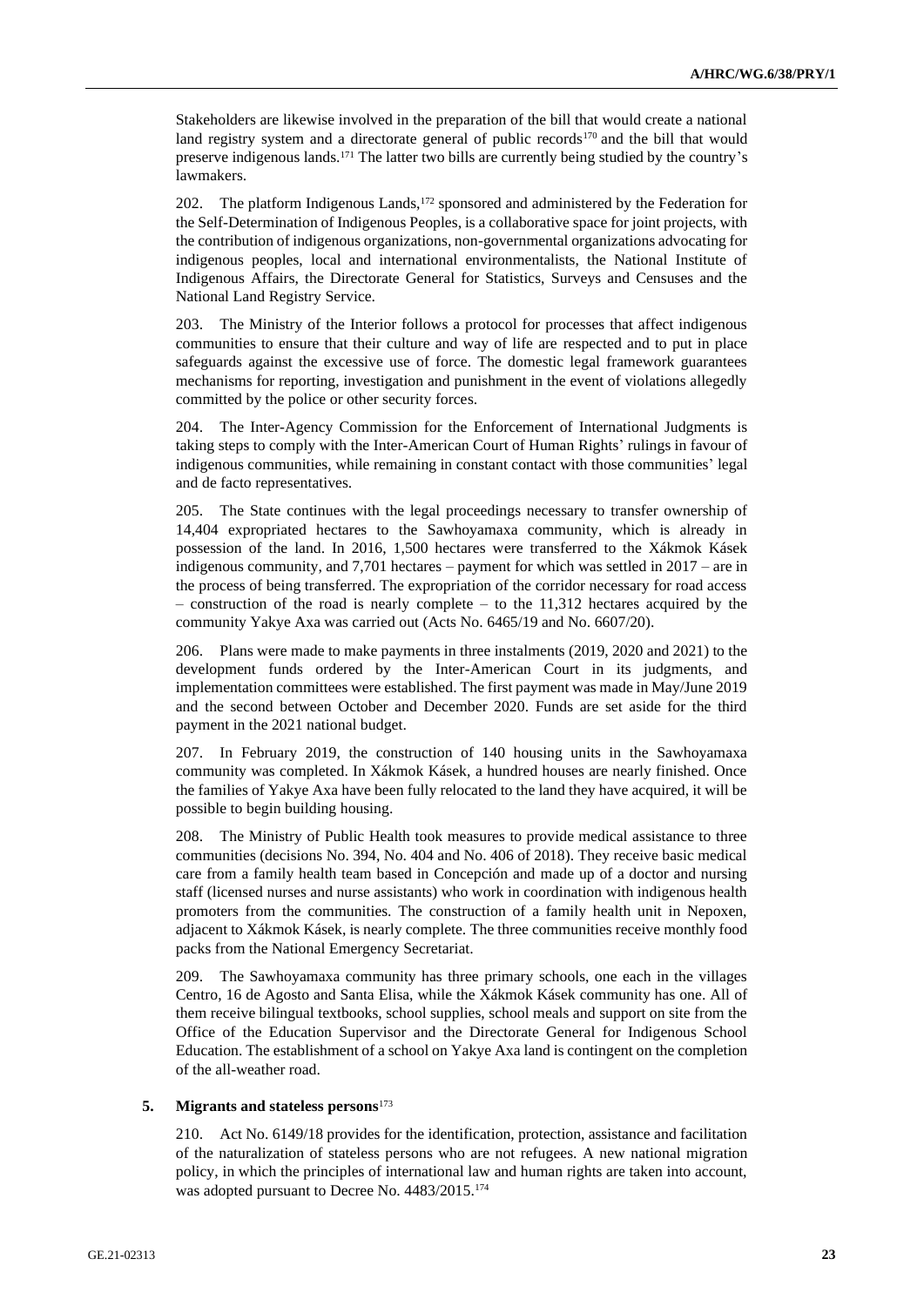Stakeholders are likewise involved in the preparation of the bill that would create a national land registry system and a directorate general of public records[170] and the bill that would preserve indigenous lands.[171] The latter two bills are currently being studied by the country's lawmakers.

202. The platform Indigenous Lands,[172] sponsored and administered by the Federation for the Self-Determination of Indigenous Peoples, is a collaborative space for joint projects, with the contribution of indigenous organizations, non-governmental organizations advocating for indigenous peoples, local and international environmentalists, the National Institute of Indigenous Affairs, the Directorate General for Statistics, Surveys and Censuses and the National Land Registry Service.

203. The Ministry of the Interior follows a protocol for processes that affect indigenous communities to ensure that their culture and way of life are respected and to put in place safeguards against the excessive use of force. The domestic legal framework guarantees mechanisms for reporting, investigation and punishment in the event of violations allegedly committed by the police or other security forces.

204. The Inter-Agency Commission for the Enforcement of International Judgments is taking steps to comply with the Inter-American Court of Human Rights' rulings in favour of indigenous communities, while remaining in constant contact with those communities' legal and de facto representatives.

205. The State continues with the legal proceedings necessary to transfer ownership of 14,404 expropriated hectares to the Sawhoyamaxa community, which is already in possession of the land. In 2016, 1,500 hectares were transferred to the Xákmok Kásek indigenous community, and 7,701 hectares – payment for which was settled in 2017 – are in the process of being transferred. The expropriation of the corridor necessary for road access – construction of the road is nearly complete – to the 11,312 hectares acquired by the community Yakye Axa was carried out (Acts No. 6465/19 and No. 6607/20).

206. Plans were made to make payments in three instalments (2019, 2020 and 2021) to the development funds ordered by the Inter-American Court in its judgments, and implementation committees were established. The first payment was made in May/June 2019 and the second between October and December 2020. Funds are set aside for the third payment in the 2021 national budget.

207. In February 2019, the construction of 140 housing units in the Sawhoyamaxa community was completed. In Xákmok Kásek, a hundred houses are nearly finished. Once the families of Yakye Axa have been fully relocated to the land they have acquired, it will be possible to begin building housing.

208. The Ministry of Public Health took measures to provide medical assistance to three communities (decisions No. 394, No. 404 and No. 406 of 2018). They receive basic medical care from a family health team based in Concepción and made up of a doctor and nursing staff (licensed nurses and nurse assistants) who work in coordination with indigenous health promoters from the communities. The construction of a family health unit in Nepoxen, adjacent to Xákmok Kásek, is nearly complete. The three communities receive monthly food packs from the National Emergency Secretariat.

209. The Sawhoyamaxa community has three primary schools, one each in the villages Centro, 16 de Agosto and Santa Elisa, while the Xákmok Kásek community has one. All of them receive bilingual textbooks, school supplies, school meals and support on site from the Office of the Education Supervisor and the Directorate General for Indigenous School Education. The establishment of a school on Yakye Axa land is contingent on the completion of the all-weather road.

### 5. Migrants and stateless persons[173]

210. Act No. 6149/18 provides for the identification, protection, assistance and facilitation of the naturalization of stateless persons who are not refugees. A new national migration policy, in which the principles of international law and human rights are taken into account, was adopted pursuant to Decree No. 4483/2015.[174]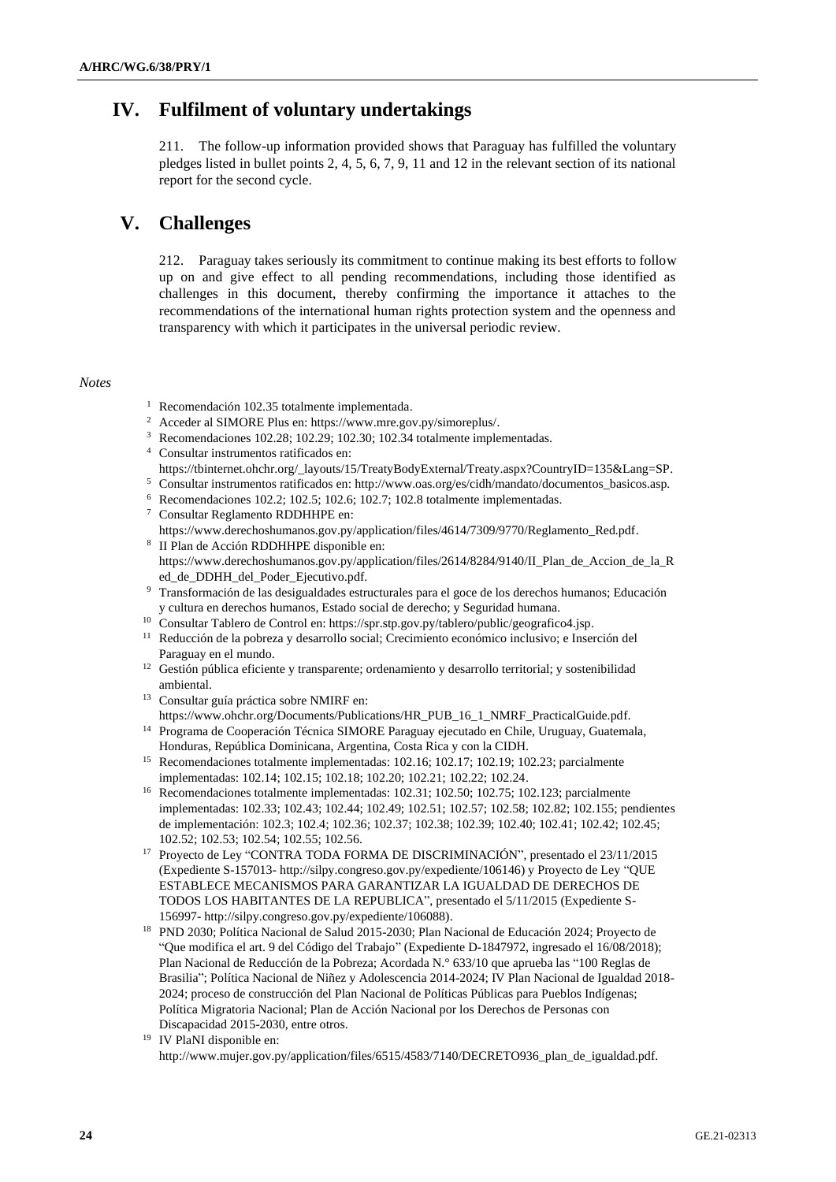## IV. Fulfilment of voluntary undertakings

211. The follow-up information provided shows that Paraguay has fulfilled the voluntary pledges listed in bullet points 2, 4, 5, 6, 7, 9, 11 and 12 in the relevant section of its national report for the second cycle.

## V. Challenges

212. Paraguay takes seriously its commitment to continue making its best efforts to follow up on and give effect to all pending recommendations, including those identified as challenges in this document, thereby confirming the importance it attaches to the recommendations of the international human rights protection system and the openness and transparency with which it participates in the universal periodic review.

*Notes*

[1] Recomendación 102.35 totalmente implementada.

[2] Acceder al SIMORE Plus en: https://www.mre.gov.py/simoreplus/.

[3] Recomendaciones 102.28; 102.29; 102.30; 102.34 totalmente implementadas.

[4] Consultar instrumentos ratificados en: https://tbinternet.ohchr.org/_layouts/15/TreatyBodyExternal/Treaty.aspx?CountryID=135&Lang=SP.

[5] Consultar instrumentos ratificados en: http://www.oas.org/es/cidh/mandato/documentos_basicos.asp.

[6] Recomendaciones 102.2; 102.5; 102.6; 102.7; 102.8 totalmente implementadas.

[7] Consultar Reglamento RDDHHPE en: https://www.derechoshumanos.gov.py/application/files/4614/7309/9770/Reglamento_Red.pdf.

[8] II Plan de Acción RDDHHPE disponible en: https://www.derechoshumanos.gov.py/application/files/2614/8284/9140/II_Plan_de_Accion_de_la_Red_de_DDHH_del_Poder_Ejecutivo.pdf.

[9] Transformación de las desigualdades estructurales para el goce de los derechos humanos; Educación y cultura en derechos humanos, Estado social de derecho; y Seguridad humana.

[10] Consultar Tablero de Control en: https://spr.stp.gov.py/tablero/public/geografico4.jsp.

[11] Reducción de la pobreza y desarrollo social; Crecimiento económico inclusivo; e Inserción del Paraguay en el mundo.

[12] Gestión pública eficiente y transparente; ordenamiento y desarrollo territorial; y sostenibilidad ambiental.

[13] Consultar guía práctica sobre NMIRF en: https://www.ohchr.org/Documents/Publications/HR_PUB_16_1_NMRF_PracticalGuide.pdf.

[14] Programa de Cooperación Técnica SIMORE Paraguay ejecutado en Chile, Uruguay, Guatemala, Honduras, República Dominicana, Argentina, Costa Rica y con la CIDH.

[15] Recomendaciones totalmente implementadas: 102.16; 102.17; 102.19; 102.23; parcialmente implementadas: 102.14; 102.15; 102.18; 102.20; 102.21; 102.22; 102.24.

[16] Recomendaciones totalmente implementadas: 102.31; 102.50; 102.75; 102.123; parcialmente implementadas: 102.33; 102.43; 102.44; 102.49; 102.51; 102.57; 102.58; 102.82; 102.155; pendientes de implementación: 102.3; 102.4; 102.36; 102.37; 102.38; 102.39; 102.40; 102.41; 102.42; 102.45; 102.52; 102.53; 102.54; 102.55; 102.56.

[17] Proyecto de Ley "CONTRA TODA FORMA DE DISCRIMINACIÓN", presentado el 23/11/2015 (Expediente S-157013- http://silpy.congreso.gov.py/expediente/106146) y Proyecto de Ley "QUE ESTABLECE MECANISMOS PARA GARANTIZAR LA IGUALDAD DE DERECHOS DE TODOS LOS HABITANTES DE LA REPUBLICA", presentado el 5/11/2015 (Expediente S-156997- http://silpy.congreso.gov.py/expediente/106088).

[18] PND 2030; Política Nacional de Salud 2015-2030; Plan Nacional de Educación 2024; Proyecto de "Que modifica el art. 9 del Código del Trabajo" (Expediente D-1847972, ingresado el 16/08/2018); Plan Nacional de Reducción de la Pobreza; Acordada N.° 633/10 que aprueba las "100 Reglas de Brasilia"; Política Nacional de Niñez y Adolescencia 2014-2024; IV Plan Nacional de Igualdad 2018-2024; proceso de construcción del Plan Nacional de Políticas Públicas para Pueblos Indígenas; Política Migratoria Nacional; Plan de Acción Nacional por los Derechos de Personas con Discapacidad 2015-2030, entre otros.

[19] IV PlaNI disponible en: http://www.mujer.gov.py/application/files/6515/4583/7140/DECRETO936_plan_de_igualdad.pdf.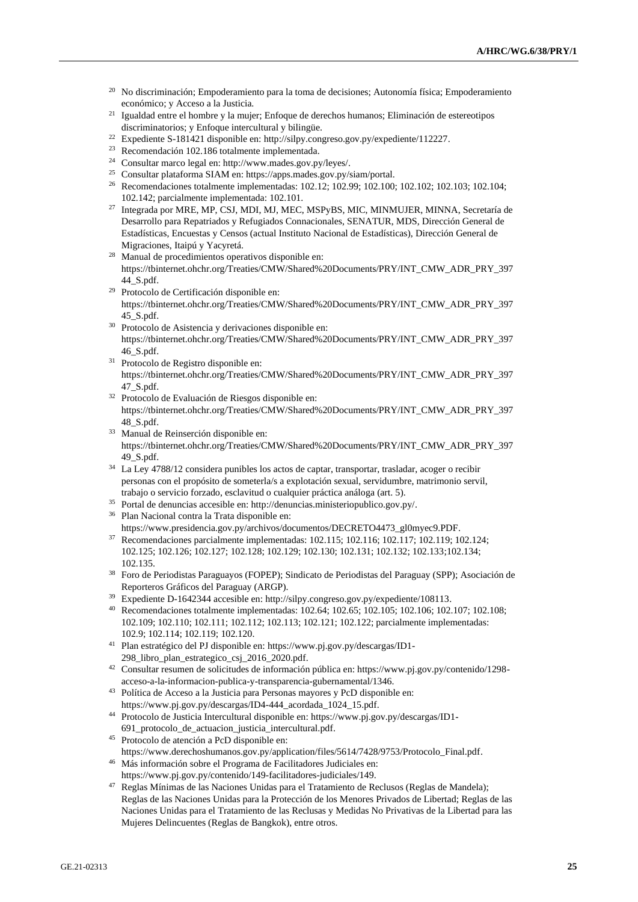[20] No discriminación; Empoderamiento para la toma de decisiones; Autonomía física; Empoderamiento económico; y Acceso a la Justicia.

[21] Igualdad entre el hombre y la mujer; Enfoque de derechos humanos; Eliminación de estereotipos discriminatorios; y Enfoque intercultural y bilingüe.

[22] Expediente S-181421 disponible en: http://silpy.congreso.gov.py/expediente/112227.

[23] Recomendación 102.186 totalmente implementada.

[24] Consultar marco legal en: http://www.mades.gov.py/leyes/.

[25] Consultar plataforma SIAM en: https://apps.mades.gov.py/siam/portal.

[26] Recomendaciones totalmente implementadas: 102.12; 102.99; 102.100; 102.102; 102.103; 102.104; 102.142; parcialmente implementada: 102.101.

[27] Integrada por MRE, MP, CSJ, MDI, MJ, MEC, MSPyBS, MIC, MINMUJER, MINNA, Secretaría de Desarrollo para Repatriados y Refugiados Connacionales, SENATUR, MDS, Dirección General de Estadísticas, Encuestas y Censos (actual Instituto Nacional de Estadísticas), Dirección General de Migraciones, Itaipú y Yacyretá.

[28] Manual de procedimientos operativos disponible en: https://tbinternet.ohchr.org/Treaties/CMW/Shared%20Documents/PRY/INT_CMW_ADR_PRY_39744_S.pdf.

[29] Protocolo de Certificación disponible en: https://tbinternet.ohchr.org/Treaties/CMW/Shared%20Documents/PRY/INT_CMW_ADR_PRY_39745_S.pdf.

[30] Protocolo de Asistencia y derivaciones disponible en: https://tbinternet.ohchr.org/Treaties/CMW/Shared%20Documents/PRY/INT_CMW_ADR_PRY_39746_S.pdf.

[31] Protocolo de Registro disponible en: https://tbinternet.ohchr.org/Treaties/CMW/Shared%20Documents/PRY/INT_CMW_ADR_PRY_39747_S.pdf.

[32] Protocolo de Evaluación de Riesgos disponible en: https://tbinternet.ohchr.org/Treaties/CMW/Shared%20Documents/PRY/INT_CMW_ADR_PRY_39748_S.pdf.

[33] Manual de Reinserción disponible en: https://tbinternet.ohchr.org/Treaties/CMW/Shared%20Documents/PRY/INT_CMW_ADR_PRY_39749_S.pdf.

[34] La Ley 4788/12 considera punibles los actos de captar, transportar, trasladar, acoger o recibir personas con el propósito de someterla/s a explotación sexual, servidumbre, matrimonio servil, trabajo o servicio forzado, esclavitud o cualquier práctica análoga (art. 5).

[35] Portal de denuncias accesible en: http://denuncias.ministeriopublico.gov.py/.

[36] Plan Nacional contra la Trata disponible en: https://www.presidencia.gov.py/archivos/documentos/DECRETO4473_gl0myec9.PDF.

[37] Recomendaciones parcialmente implementadas: 102.115; 102.116; 102.117; 102.119; 102.124; 102.125; 102.126; 102.127; 102.128; 102.129; 102.130; 102.131; 102.132; 102.133;102.134; 102.135.

[38] Foro de Periodistas Paraguayos (FOPEP); Sindicato de Periodistas del Paraguay (SPP); Asociación de Reporteros Gráficos del Paraguay (ARGP).

[39] Expediente D-1642344 accesible en: http://silpy.congreso.gov.py/expediente/108113.

[40] Recomendaciones totalmente implementadas: 102.64; 102.65; 102.105; 102.106; 102.107; 102.108; 102.109; 102.110; 102.111; 102.112; 102.113; 102.121; 102.122; parcialmente implementadas: 102.9; 102.114; 102.119; 102.120.

[41] Plan estratégico del PJ disponible en: https://www.pj.gov.py/descargas/ID1-298_libro_plan_estrategico_csj_2016_2020.pdf.

[42] Consultar resumen de solicitudes de información pública en: https://www.pj.gov.py/contenido/1298-acceso-a-la-informacion-publica-y-transparencia-gubernamental/1346.

[43] Política de Acceso a la Justicia para Personas mayores y PcD disponible en: https://www.pj.gov.py/descargas/ID4-444_acordada_1024_15.pdf.

[44] Protocolo de Justicia Intercultural disponible en: https://www.pj.gov.py/descargas/ID1-691_protocolo_de_actuacion_justicia_intercultural.pdf.

[45] Protocolo de atención a PcD disponible en: https://www.derechoshumanos.gov.py/application/files/5614/7428/9753/Protocolo_Final.pdf.

[46] Más información sobre el Programa de Facilitadores Judiciales en: https://www.pj.gov.py/contenido/149-facilitadores-judiciales/149.

[47] Reglas Mínimas de las Naciones Unidas para el Tratamiento de Reclusos (Reglas de Mandela); Reglas de las Naciones Unidas para la Protección de los Menores Privados de Libertad; Reglas de las Naciones Unidas para el Tratamiento de las Reclusas y Medidas No Privativas de la Libertad para las Mujeres Delincuentes (Reglas de Bangkok), entre otros.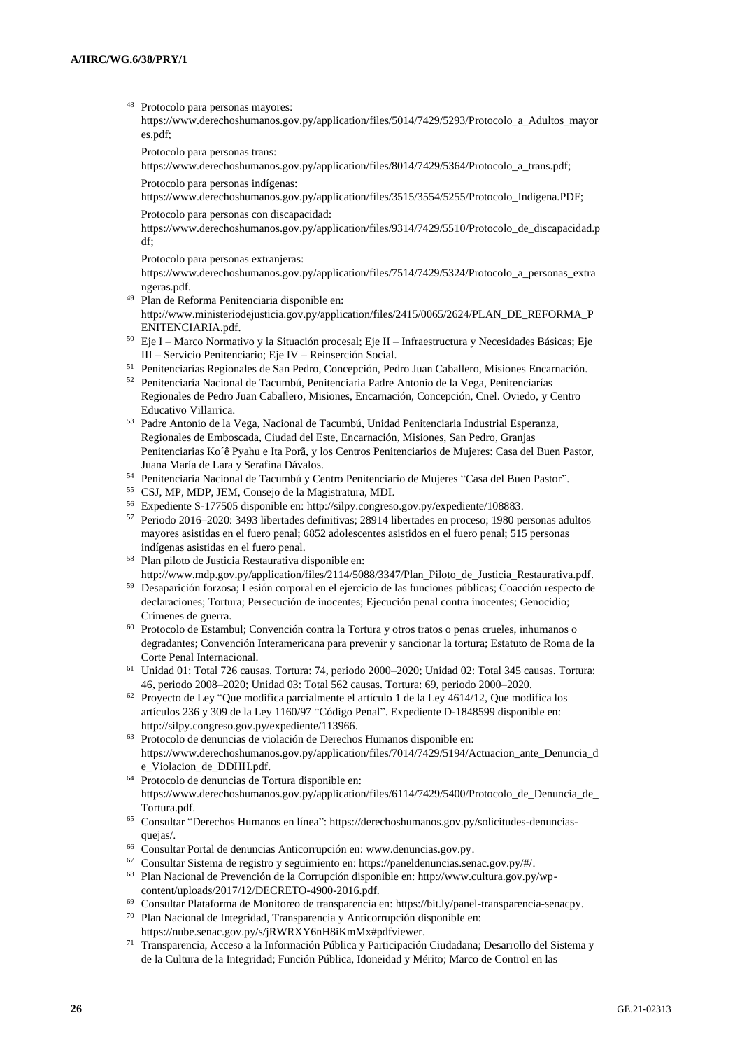[48] Protocolo para personas mayores: https://www.derechoshumanos.gov.py/application/files/5014/7429/5293/Protocolo_a_Adultos_mayores.pdf;

Protocolo para personas trans: https://www.derechoshumanos.gov.py/application/files/8014/7429/5364/Protocolo_a_trans.pdf;

Protocolo para personas indígenas: https://www.derechoshumanos.gov.py/application/files/3515/3554/5255/Protocolo_Indigena.PDF;

Protocolo para personas con discapacidad: https://www.derechoshumanos.gov.py/application/files/9314/7429/5510/Protocolo_de_discapacidad.pdf;

Protocolo para personas extranjeras: https://www.derechoshumanos.gov.py/application/files/7514/7429/5324/Protocolo_a_personas_extranjeras.pdf.

[49] Plan de Reforma Penitenciaria disponible en: http://www.ministeriodejusticia.gov.py/application/files/2415/0065/2624/PLAN_DE_REFORMA_PENITENCIARIA.pdf.

[50] Eje I – Marco Normativo y la Situación procesal; Eje II – Infraestructura y Necesidades Básicas; Eje III – Servicio Penitenciario; Eje IV – Reinserción Social.

[51] Penitenciarías Regionales de San Pedro, Concepción, Pedro Juan Caballero, Misiones Encarnación.

[52] Penitenciaría Nacional de Tacumbú, Penitenciaria Padre Antonio de la Vega, Penitenciarías Regionales de Pedro Juan Caballero, Misiones, Encarnación, Concepción, Cnel. Oviedo, y Centro Educativo Villarrica.

[53] Padre Antonio de la Vega, Nacional de Tacumbú, Unidad Penitenciaria Industrial Esperanza, Regionales de Emboscada, Ciudad del Este, Encarnación, Misiones, San Pedro, Granjas Penitenciarias Ko´ê Pyahu e Ita Porã, y los Centros Penitenciarios de Mujeres: Casa del Buen Pastor, Juana María de Lara y Serafina Dávalos.

[54] Penitenciaría Nacional de Tacumbú y Centro Penitenciario de Mujeres "Casa del Buen Pastor".

[55] CSJ, MP, MDP, JEM, Consejo de la Magistratura, MDI.

[56] Expediente S-177505 disponible en: http://silpy.congreso.gov.py/expediente/108883.

[57] Periodo 2016–2020: 3493 libertades definitivas; 28914 libertades en proceso; 1980 personas adultos mayores asistidas en el fuero penal; 6852 adolescentes asistidos en el fuero penal; 515 personas indígenas asistidas en el fuero penal.

[58] Plan piloto de Justicia Restaurativa disponible en: http://www.mdp.gov.py/application/files/2114/5088/3347/Plan_Piloto_de_Justicia_Restaurativa.pdf.

[59] Desaparición forzosa; Lesión corporal en el ejercicio de las funciones públicas; Coacción respecto de declaraciones; Tortura; Persecución de inocentes; Ejecución penal contra inocentes; Genocidio; Crímenes de guerra.

[60] Protocolo de Estambul; Convención contra la Tortura y otros tratos o penas crueles, inhumanos o degradantes; Convención Interamericana para prevenir y sancionar la tortura; Estatuto de Roma de la Corte Penal Internacional.

[61] Unidad 01: Total 726 causas. Tortura: 74, periodo 2000–2020; Unidad 02: Total 345 causas. Tortura: 46, periodo 2008–2020; Unidad 03: Total 562 causas. Tortura: 69, periodo 2000–2020.

[62] Proyecto de Ley "Que modifica parcialmente el artículo 1 de la Ley 4614/12, Que modifica los artículos 236 y 309 de la Ley 1160/97 "Código Penal". Expediente D-1848599 disponible en: http://silpy.congreso.gov.py/expediente/113966.

[63] Protocolo de denuncias de violación de Derechos Humanos disponible en: https://www.derechoshumanos.gov.py/application/files/7014/7429/5194/Actuacion_ante_Denuncia_de_Violacion_de_DDHH.pdf.

[64] Protocolo de denuncias de Tortura disponible en: https://www.derechoshumanos.gov.py/application/files/6114/7429/5400/Protocolo_de_Denuncia_de_Tortura.pdf.

[65] Consultar "Derechos Humanos en línea": https://derechoshumanos.gov.py/solicitudes-denuncias-quejas/.

[66] Consultar Portal de denuncias Anticorrupción en: www.denuncias.gov.py.

[67] Consultar Sistema de registro y seguimiento en: https://paneldenuncias.senac.gov.py/#/.

[68] Plan Nacional de Prevención de la Corrupción disponible en: http://www.cultura.gov.py/wp-content/uploads/2017/12/DECRETO-4900-2016.pdf.

[69] Consultar Plataforma de Monitoreo de transparencia en: https://bit.ly/panel-transparencia-senacpy.

[70] Plan Nacional de Integridad, Transparencia y Anticorrupción disponible en: https://nube.senac.gov.py/s/jRWRXY6nH8iKmMx#pdfviewer.

[71] Transparencia, Acceso a la Información Pública y Participación Ciudadana; Desarrolldel Sistema y de la Cultura de la Integridad; Función Pública, Idoneidad y Mérito; Marco de Control en las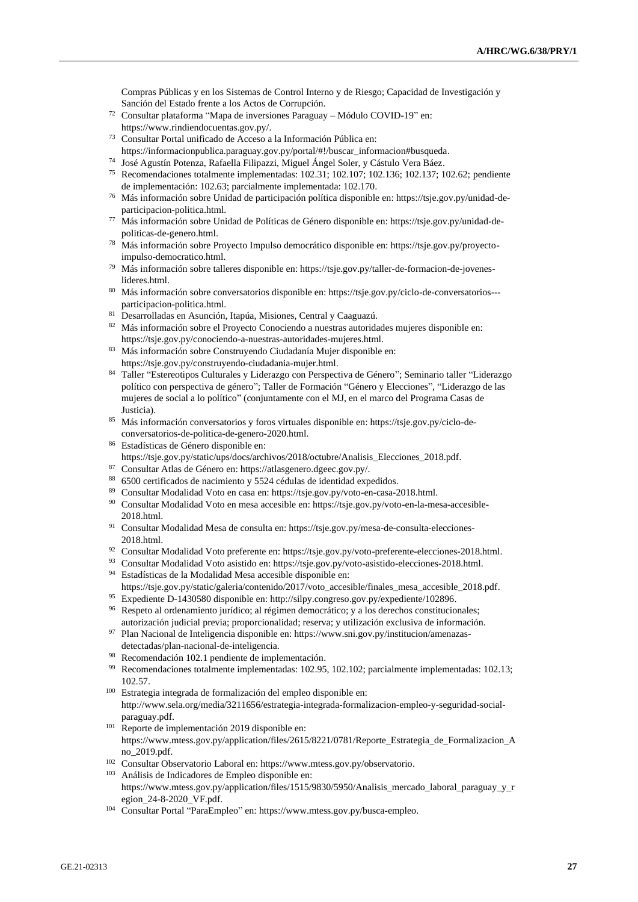Compras Públicas y en los Sistemas de Control Interno y de Riesgo; Capacidad de Investigación y Sanción del Estado frente a los Actos de Corrupción.

[72] Consultar plataforma "Mapa de inversiones Paraguay – Módulo COVID-19" en: https://www.rindiendocuentas.gov.py/.

[73] Consultar Portal unificado de Acceso a la Información Pública en: https://informacionpublica.paraguay.gov.py/portal/#!/buscar_informacion#busqueda.

[74] José Agustín Potenza, Rafaella Filipazzi, Miguel Ángel Soler, y Cástulo Vera Báez.

[75] Recomendaciones totalmente implementadas: 102.31; 102.107; 102.136; 102.137; 102.62; pendiente de implementación: 102.63; parcialmente implementada: 102.170.

[76] Más información sobre Unidad de participación política disponible en: https://tsje.gov.py/unidad-de-participacion-politica.html.

[77] Más información sobre Unidad de Políticas de Género disponible en: https://tsje.gov.py/unidad-de-politicas-de-genero.html.

[78] Más información sobre Proyecto Impulso democrático disponible en: https://tsje.gov.py/proyecto-impulso-democratico.html.

[79] Más información sobre talleres disponible en: https://tsje.gov.py/taller-de-formacion-de-jovenes-lideres.html.

[80] Más información sobre conversatorios disponible en: https://tsje.gov.py/ciclo-de-conversatorios---participacion-politica.html.

[81] Desarrolladas en Asunción, Itapúa, Misiones, Central y Caaguazú.

[82] Más información sobre el Proyecto Conociendo a nuestras autoridades mujeres disponible en: https://tsje.gov.py/conociendo-a-nuestras-autoridades-mujeres.html.

[83] Más información sobre Construyendo Ciudadanía Mujer disponible en: https://tsje.gov.py/construyendo-ciudadania-mujer.html.

[84] Taller "Estereotipos Culturales y Liderazgo con Perspectiva de Género"; Seminario taller "Liderazgo político con perspectiva de género"; Taller de Formación "Género y Elecciones", "Liderazgo de las mujeres de social a lo político" (conjuntamente con el MJ, en el marco del Programa Casas de Justicia).

[85] Más información conversatorios y foros virtuales disponible en: https://tsje.gov.py/ciclo-de-conversatorios-de-politica-de-genero-2020.html.

[86] Estadísticas de Género disponible en: https://tsje.gov.py/static/ups/docs/archivos/2018/octubre/Analisis_Elecciones_2018.pdf.

[87] Consultar Atlas de Género en: https://atlasgenero.dgeec.gov.py/.

[88] 6500 certificados de nacimiento y 5524 cédulas de identidad expedidos.

[89] Consultar Modalidad Voto en casa en: https://tsje.gov.py/voto-en-casa-2018.html.

[90] Consultar Modalidad Voto en mesa accesible en: https://tsje.gov.py/voto-en-la-mesa-accesible-2018.html.

[91] Consultar Modalidad Mesa de consulta en: https://tsje.gov.py/mesa-de-consulta-elecciones-2018.html.

[92] Consultar Modalidad Voto preferente en: https://tsje.gov.py/voto-preferente-elecciones-2018.html.

[93] Consultar Modalidad Voto asistido en: https://tsje.gov.py/voto-asistido-elecciones-2018.html.

[94] Estadísticas de la Modalidad Mesa accesible disponible en: https://tsje.gov.py/static/galeria/contenido/2017/voto_accesible/finales_mesa_accesible_2018.pdf.

[95] Expediente D-1430580 disponible en: http://silpy.congreso.gov.py/expediente/102896.

[96] Respeto al ordenamiento jurídico; al régimen democrático; y a los derechos constitucionales; autorización judicial previa; proporcionalidad; reserva; y utilización exclusiva de información.

[97] Plan Nacional de Inteligencia disponible en: https://www.sni.gov.py/institucion/amenazas-detectadas/plan-nacional-de-inteligencia.

[98] Recomendación 102.1 pendiente de implementación.

[99] Recomendaciones totalmente implementadas: 102.95, 102.102; parcialmente implementadas: 102.13; 102.57.

[100] Estrategia integrada de formalización del empleo disponible en: http://www.sela.org/media/3211656/estrategia-integrada-formalizacion-empleo-y-seguridad-social-paraguay.pdf.

[101] Reporte de implementación 2019 disponible en: https://www.mtess.gov.py/application/files/2615/8221/0781/Reporte_Estrategia_de_Formalizacion_Ano_2019.pdf.

[102] Consultar Observatorio Laboral en: https://www.mtess.gov.py/observatorio.

[103] Análisis de Indicadores de Empleo disponible en: https://www.mtess.gov.py/application/files/1515/9830/5950/Analisis_mercado_laboral_paraguay_y_region_24-8-2020_VF.pdf.

[104] Consultar Portal "ParaEmpleo" en: https://www.mtess.gov.py/busca-empleo.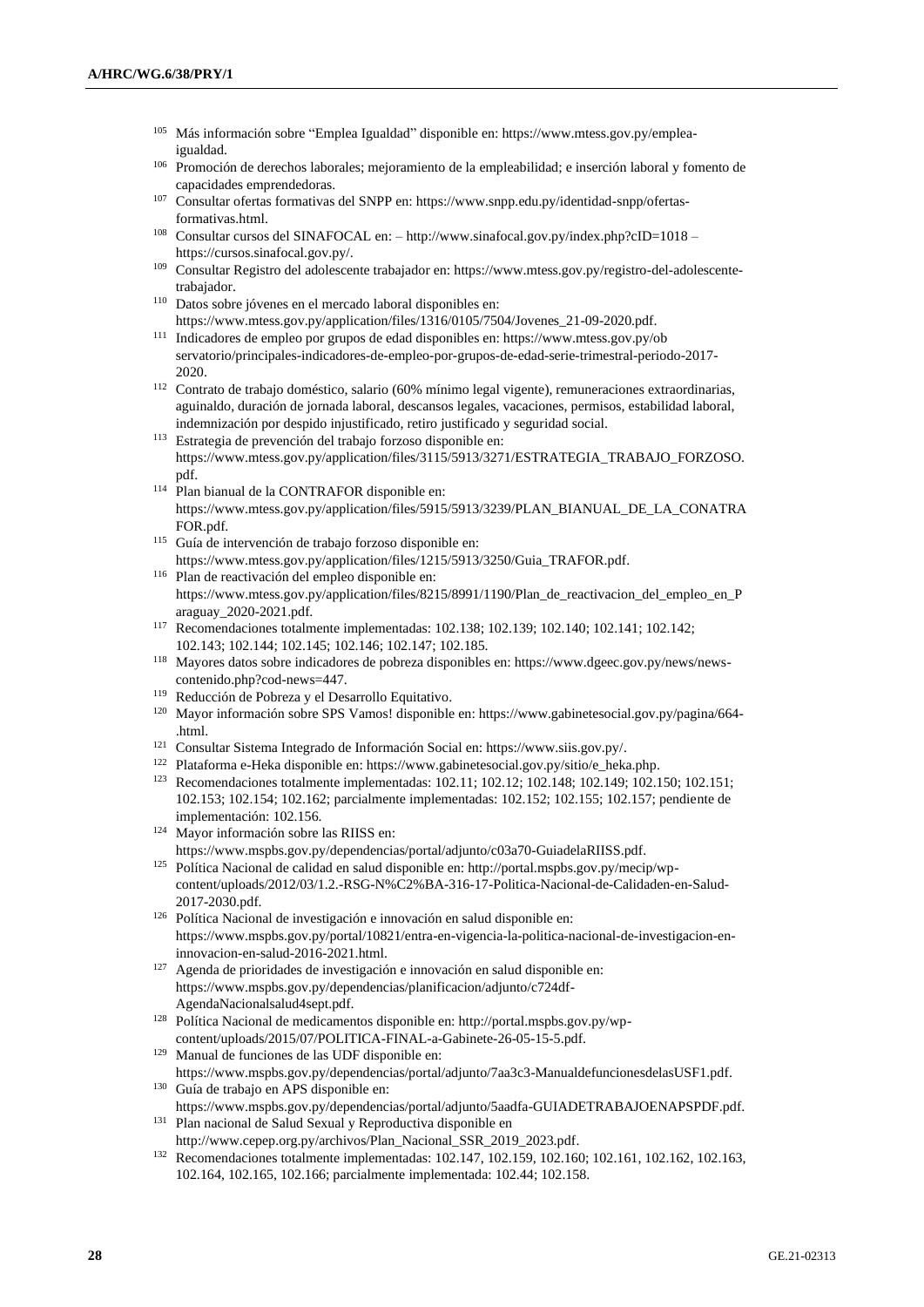[105] Más información sobre "Emplea Igualdad" disponible en: https://www.mtess.gov.py/emplea-igualdad.

[106] Promoción de derechos laborales; mejoramiento de la empleabilidad; e inserción laboral y fomento de capacidades emprendedoras.

[107] Consultar ofertas formativas del SNPP en: https://www.snpp.edu.py/identidad-snpp/ofertas-formativas.html.

[108] Consultar cursos del SINAFOCAL en: – http://www.sinafocal.gov.py/index.php?cID=1018 – https://cursos.sinafocal.gov.py/.

[109] Consultar Registro del adolescente trabajador en: https://www.mtess.gov.py/registro-del-adolescente-trabajador.

[110] Datos sobre jóvenes en el mercado laboral disponibles en: https://www.mtess.gov.py/application/files/1316/0105/7504/Jovenes_21-09-2020.pdf.

[111] Indicadores de empleo por grupos de edad disponibles en: https://www.mtess.gov.py/ob servatorio/principales-indicadores-de-empleo-por-grupos-de-edad-serie-trimestral-periodo-2017-2020.

[112] Contrato de trabajo doméstico, salario (60% mínimo legal vigente), remuneraciones extraordinarias, aguinaldo, duración de jornada laboral, descansos legales, vacaciones, permisos, estabilidad laboral, indemnización por despido injustificado, retiro justificado y seguridad social.

[113] Estrategia de prevención del trabajo forzoso disponible en: https://www.mtess.gov.py/application/files/3115/5913/3271/ESTRATEGIA_TRABAJO_FORZOSO.pdf.

[114] Plan bianual de la CONTRAFOR disponible en: https://www.mtess.gov.py/application/files/5915/5913/3239/PLAN_BIANUAL_DE_LA_CONATRAFOR.pdf.

[115] Guía de intervención de trabajo forzoso disponible en: https://www.mtess.gov.py/application/files/1215/5913/3250/Guia_TRAFOR.pdf.

[116] Plan de reactivación del empleo disponible en: https://www.mtess.gov.py/application/files/8215/8991/1190/Plan_de_reactivacion_del_empleo_en_Paraguay_2020-2021.pdf.

[117] Recomendaciones totalmente implementadas: 102.138; 102.139; 102.140; 102.141; 102.142; 102.143; 102.144; 102.145; 102.146; 102.147; 102.185.

[118] Mayores datos sobre indicadores de pobreza disponibles en: https://www.dgeec.gov.py/news/news-contenido.php?cod-news=447.

[119] Reducción de Pobreza y el Desarrollo Equitativo.

[120] Mayor información sobre SPS Vamos! disponible en: https://www.gabinetesocial.gov.py/pagina/664-.html.

[121] Consultar Sistema Integrado de Información Social en: https://www.siis.gov.py/.

[122] Plataforma e-Heka disponible en: https://www.gabinetesocial.gov.py/sitio/e_heka.php.

[123] Recomendaciones totalmente implementadas: 102.11; 102.12; 102.148; 102.149; 102.150; 102.151; 102.153; 102.154; 102.162; parcialmente implementadas: 102.152; 102.155; 102.157; pendiente de implementación: 102.156.

[124] Mayor información sobre las RIISS en: https://www.mspbs.gov.py/dependencias/portal/adjunto/c03a70-GuiadelaRIISS.pdf.

[125] Política Nacional de calidad en salud disponible en: http://portal.mspbs.gov.py/mecip/wp-content/uploads/2012/03/1.2.-RSG-N%C2%BA-316-17-Politica-Nacional-de-Calidaden-en-Salud-2017-2030.pdf.

[126] Política Nacional de investigación e innovación en salud disponible en: https://www.mspbs.gov.py/portal/10821/entra-en-vigencia-la-politica-nacional-de-investigacion-en-innovacion-en-salud-2016-2021.html.

[127] Agenda de prioridades de investigación e innovación en salud disponible en: https://www.mspbs.gov.py/dependencias/planificacion/adjunto/c724df-AgendaNacionalsalud4sept.pdf.

[128] Política Nacional de medicamentos disponible en: http://portal.mspbs.gov.py/wp-content/uploads/2015/07/POLITICA-FINAL-a-Gabinete-26-05-15-5.pdf.

[129] Manual de funciones de las UDF disponible en: https://www.mspbs.gov.py/dependencias/portal/adjunto/7aa3c3-ManualdefuncionesdelasUSF1.pdf.

[130] Guía de trabajo en APS disponible en: https://www.mspbs.gov.py/dependencias/portal/adjunto/5aadfa-GUIADETRABAJOENAPSPDF.pdf.

[131] Plan nacional de Salud Sexual y Reproductiva disponible en http://www.cepep.org.py/archivos/Plan_Nacional_SSR_2019_2023.pdf.

[132] Recomendaciones totalmente implementadas: 102.147, 102.159, 102.160; 102.161, 102.162, 102.163, 102.164, 102.165, 102.166; parcialmente implementada: 102.44; 102.158.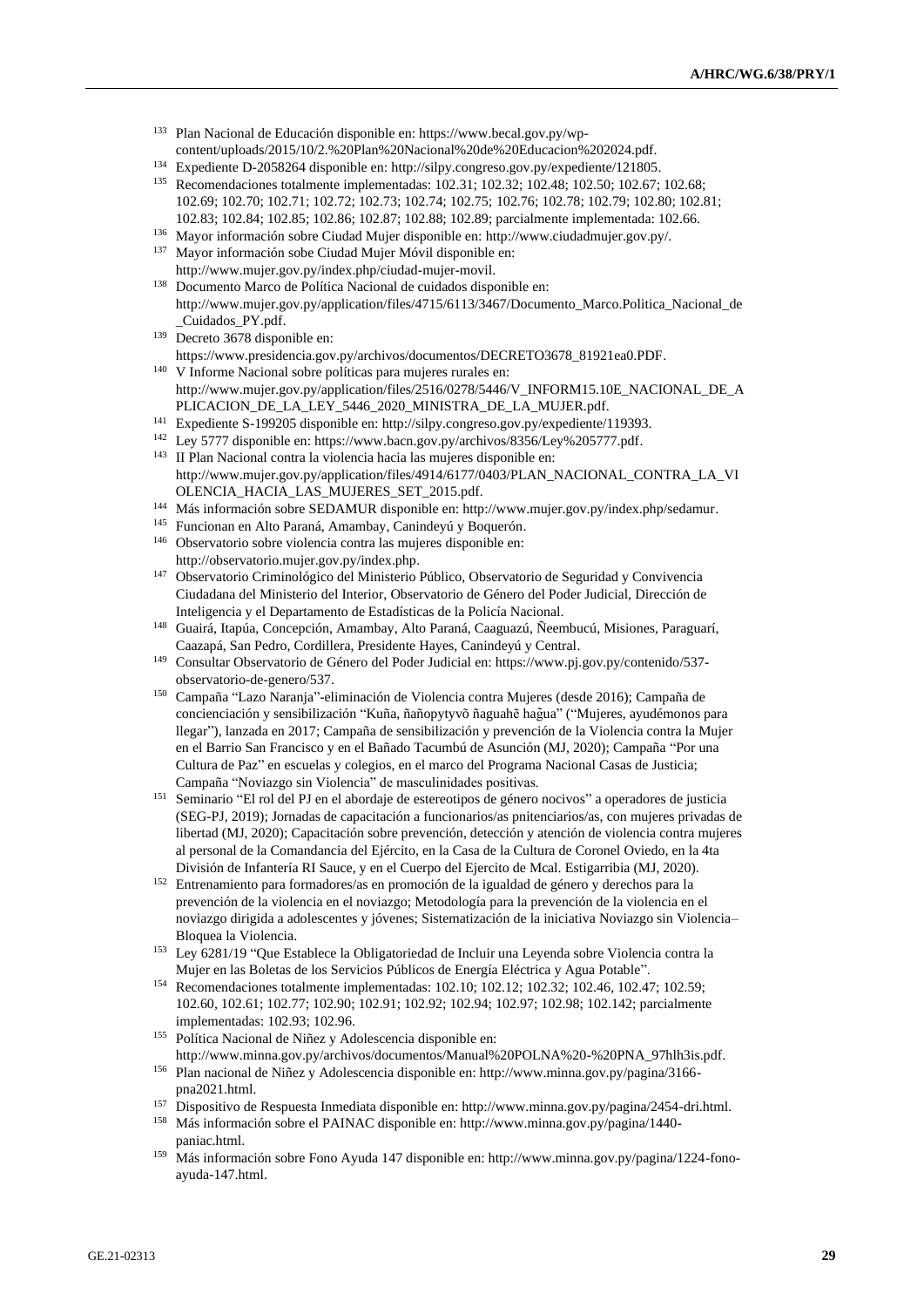[133] Plan Nacional de Educación disponible en: https://www.becal.gov.py/wp-content/uploads/2015/10/2.%20Plan%20Nacional%20de%20Educacion%202024.pdf.

[134] Expediente D-2058264 disponible en: http://silpy.congreso.gov.py/expediente/121805.

[135] Recomendaciones totalmente implementadas: 102.31; 102.32; 102.48; 102.50; 102.67; 102.68; 102.69; 102.70; 102.71; 102.72; 102.73; 102.74; 102.75; 102.76; 102.78; 102.79; 102.80; 102.81; 102.83; 102.84; 102.85; 102.86; 102.87; 102.88; 102.89; parcialmente implementada: 102.66.

[136] Mayor información sobre Ciudad Mujer disponible en: http://www.ciudadmujer.gov.py/.

[137] Mayor información sobe Ciudad Mujer Móvil disponible en: http://www.mujer.gov.py/index.php/ciudad-mujer-movil.

[138] Documento Marco de Política Nacional de cuidados disponible en: http://www.mujer.gov.py/application/files/4715/6113/3467/Documento_Marco.Politica_Nacional_de_Cuidados_PY.pdf.

[139] Decreto 3678 disponible en: https://www.presidencia.gov.py/archivos/documentos/DECRETO3678_81921ea0.PDF.

[140] V Informe Nacional sobre políticas para mujeres rurales en: http://www.mujer.gov.py/application/files/2516/0278/5446/V_INFORM15.10E_NACIONAL_DE_APLICACION_DE_LA_LEY_5446_2020_MINISTRA_DE_LA_MUJER.pdf.

[141] Expediente S-199205 disponible en: http://silpy.congreso.gov.py/expediente/119393.

[142] Ley 5777 disponible en: https://www.bacn.gov.py/archivos/8356/Ley%205777.pdf.

[143] II Plan Nacional contra la violencia hacia las mujeres disponible en: http://www.mujer.gov.py/application/files/4914/6177/0403/PLAN_NACIONAL_CONTRA_LA_VIOLENCIA_HACIA_LAS_MUJERES_SET_2015.pdf.

[144] Más información sobre SEDAMUR disponible en: http://www.mujer.gov.py/index.php/sedamur.

[145] Funcionan en Alto Paraná, Amambay, Canindeyú y Boquerón.

[146] Observatorio sobre violencia contra las mujeres disponible en: http://observatorio.mujer.gov.py/index.php.

[147] Observatorio Criminológico del Ministerio Público, Observatorio de Seguridad y Convivencia Ciudadana del Ministerio del Interior, Observatorio de Género del Poder Judicial, Dirección de Inteligencia y el Departamento de Estadísticas de la Policía Nacional.

[148] Guairá, Itapúa, Concepción, Amambay, Alto Paraná, Caaguazú, Ñeembucú, Misiones, Paraguarí, Caazapá, San Pedro, Cordillera, Presidente Hayes, Canindeyú y Central.

[149] Consultar Observatorio de Género del Poder Judicial en: https://www.pj.gov.py/contenido/537-observatorio-de-genero/537.

[150] Campaña "Lazo Naranja"-eliminación de Violencia contra Mujeres (desde 2016); Campaña de concienciación y sensibilización "Kuña, ñañopytyvõ ñaguahẽ hag̃ua" ("Mujeres, ayudémonos para llegar"), lanzada en 2017; Campaña de sensibilización y prevención de la Violencia contra la Mujer en el Barrio San Francisco y en el Bañado Tacumbú de Asunción (MJ, 2020); Campaña "Por una Cultura de Paz" en escuelas y colegios, en el marco del Programa Nacional Casas de Justicia; Campaña "Noviazgo sin Violencia" de masculinidades positivas.

[151] Seminario "El rol del PJ en el abordaje de estereotipos de género nocivos" a operadores de justicia (SEG-PJ, 2019); Jornadas de capacitación a funcionarios/as pnitenciarios/as, con mujeres privadas de libertad (MJ, 2020); Capacitación sobre prevención, detección y atención de violencia contra mujeres al personal de la Comandancia del Ejército, en la Casa de la Cultura de Coronel Oviedo, en la 4ta División de Infantería RI Sauce, y en el Cuerpo del Ejercito de Mcal. Estigarribia (MJ, 2020).

[152] Entrenamiento para formadores/as en promoción de la igualdad de género y derechos para la prevención de la violencia en el noviazgo; Metodología para la prevención de la violencia en el noviazgo dirigida a adolescentes y jóvenes; Sistematización de la iniciativa Noviazgo sin Violencia– Bloquea la Violencia.

[153] Ley 6281/19 "Que Establece la Obligatoriedad de Incluir una Leyenda sobre Violencia contra la Mujer en las Boletas de los Servicios Públicos de Energía Eléctrica y Agua Potable".

[154] Recomendaciones totalmente implementadas: 102.10; 102.12; 102.32; 102.46, 102.47; 102.59; 102.60, 102.61; 102.77; 102.90; 102.91; 102.92; 102.94; 102.97; 102.98; 102.142; parcialmente implementadas: 102.93; 102.96.

[155] Política Nacional de Niñez y Adolescencia disponible en: http://www.minna.gov.py/archivos/documentos/Manual%20POLNA%20-%20PNA_97hlh3is.pdf.

[156] Plan nacional de Niñez y Adolescencia disponible en: http://www.minna.gov.py/pagina/3166-pna2021.html.

[157] Dispositivo de Respuesta Inmediata disponible en: http://www.minna.gov.py/pagina/2454-dri.html.

[158] Más información sobre el PAINAC disponible en: http://www.minna.gov.py/pagina/1440-paniac.html.

[159] Más información sobre Fono Ayuda 147 disponible en: http://www.minna.gov.py/pagina/1224-fono-ayuda-147.html.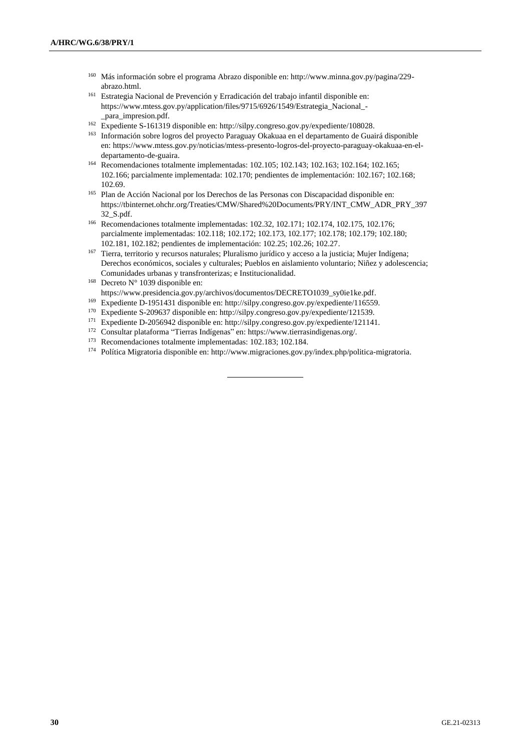[160] Más información sobre el programa Abrazo disponible en: http://www.minna.gov.py/pagina/229-abrazo.html.

[161] Estrategia Nacional de Prevención y Erradicación del trabajo infantil disponible en: https://www.mtess.gov.py/application/files/9715/6926/1549/Estrategia_Nacional_-_para_impresion.pdf.

[162] Expediente S-161319 disponible en: http://silpy.congreso.gov.py/expediente/108028.

[163] Información sobre logros del proyecto Paraguay Okakuaa en el departamento de Guairá disponible en: https://www.mtess.gov.py/noticias/mtess-presento-logros-del-proyecto-paraguay-okakuaa-en-el-departamento-de-guaira.

[164] Recomendaciones totalmente implementadas: 102.105; 102.143; 102.163; 102.164; 102.165; 102.166; parcialmente implementada: 102.170; pendientes de implementación: 102.167; 102.168; 102.69.

[165] Plan de Acción Nacional por los Derechos de las Personas con Discapacidad disponible en: https://tbinternet.ohchr.org/Treaties/CMW/Shared%20Documents/PRY/INT_CMW_ADR_PRY_39732_S.pdf.

[166] Recomendaciones totalmente implementadas: 102.32, 102.171; 102.174, 102.175, 102.176; parcialmente implementadas: 102.118; 102.172; 102.173, 102.177; 102.178; 102.179; 102.180; 102.181, 102.182; pendientes de implementación: 102.25; 102.26; 102.27.

[167] Tierra, territorio y recursos naturales; Pluralismo jurídico y acceso a la justicia; Mujer Indígena; Derechos económicos, sociales y culturales; Pueblos en aislamiento voluntario; Niñez y adolescencia; Comunidades urbanas y transfronterizas; e Institucionalidad.

[168] Decreto N° 1039 disponible en: https://www.presidencia.gov.py/archivos/documentos/DECRETO1039_sy0ie1ke.pdf.

[169] Expediente D-1951431 disponible en: http://silpy.congreso.gov.py/expediente/116559.

[170] Expediente S-209637 disponible en: http://silpy.congreso.gov.py/expediente/121539.

[171] Expediente D-2056942 disponible en: http://silpy.congreso.gov.py/expediente/121141.

[172] Consultar plataforma "Tierras Indígenas" en: https://www.tierrasindigenas.org/.

[173] Recomendaciones totalmente implementadas: 102.183; 102.184.

[174] Política Migratoria disponible en: http://www.migraciones.gov.py/index.php/politica-migratoria.